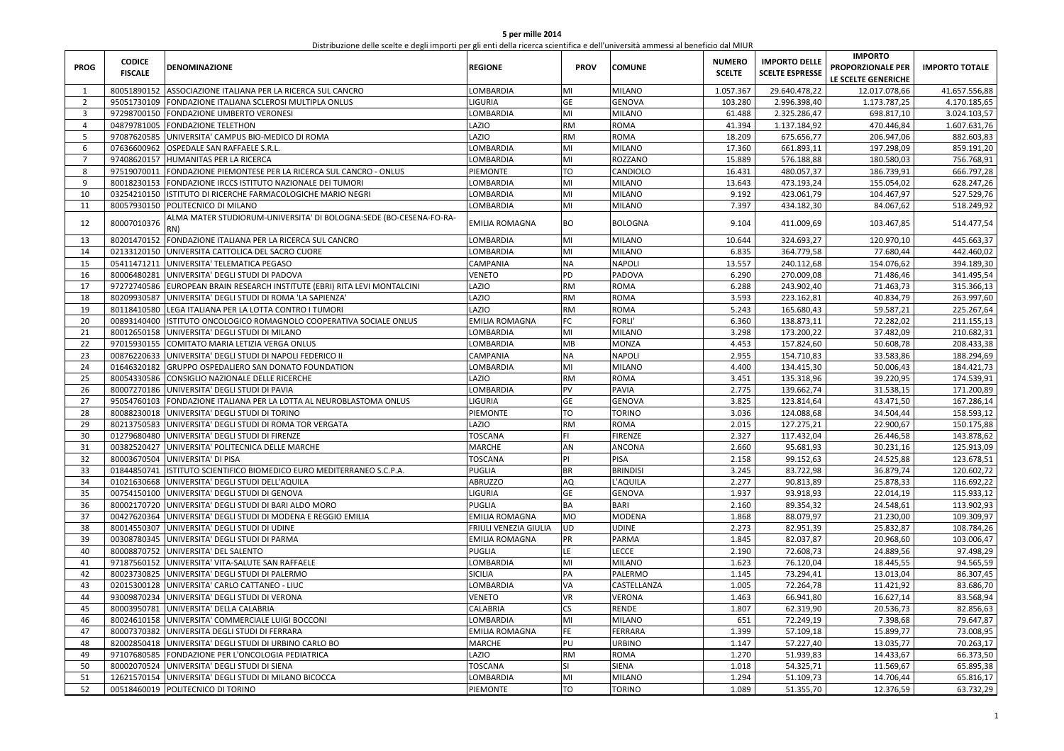# 5 per mille 2014

Distribuzione delle scelte e degli importi per gli enti della ricerca scientifica e dell'università ammessi al beneficio dal MIUR

| PROG | CODICE FISCALE | DENOMINAZIONE | REGIONE | PROV | COMUNE | NUMERO SCELTE | IMPORTO DELLE SCELTE ESPRESSE | IMPORTO PROPORZIONALE PER LE SCELTE GENERICHE | IMPORTO TOTALE |
|---|---|---|---|---|---|---|---|---|---|
| 1 | 80051890152 | ASSOCIAZIONE ITALIANA PER LA RICERCA SUL CANCRO | LOMBARDIA | MI | MILANO | 1.057.367 | 29.640.478,22 | 12.017.078,66 | 41.657.556,88 |
| 2 | 95051730109 | FONDAZIONE ITALIANA SCLEROSI MULTIPLA ONLUS | LIGURIA | GE | GENOVA | 103.280 | 2.996.398,40 | 1.173.787,25 | 4.170.185,65 |
| 3 | 97298700150 | FONDAZIONE UMBERTO VERONESI | LOMBARDIA | MI | MILANO | 61.488 | 2.325.286,47 | 698.817,10 | 3.024.103,57 |
| 4 | 04879781005 | FONDAZIONE TELETHON | LAZIO | RM | ROMA | 41.394 | 1.137.184,92 | 470.446,84 | 1.607.631,76 |
| 5 | 97087620585 | UNIVERSITA' CAMPUS BIO-MEDICO DI ROMA | LAZIO | RM | ROMA | 18.209 | 675.656,77 | 206.947,06 | 882.603,83 |
| 6 | 07636600962 | OSPEDALE SAN RAFFAELE S.R.L. | LOMBARDIA | MI | MILANO | 17.360 | 661.893,11 | 197.298,09 | 859.191,20 |
| 7 | 97408620157 | HUMANITAS PER LA RICERCA | LOMBARDIA | MI | ROZZANO | 15.889 | 576.188,88 | 180.580,03 | 756.768,91 |
| 8 | 97519070011 | FONDAZIONE PIEMONTESE PER LA RICERCA SUL CANCRO - ONLUS | PIEMONTE | TO | CANDIOLO | 16.431 | 480.057,37 | 186.739,91 | 666.797,28 |
| 9 | 80018230153 | FONDAZIONE IRCCS ISTITUTO NAZIONALE DEI TUMORI | LOMBARDIA | MI | MILANO | 13.643 | 473.193,24 | 155.054,02 | 628.247,26 |
| 10 | 03254210150 | ISTITUTO DI RICERCHE FARMACOLOGICHE MARIO NEGRI | LOMBARDIA | MI | MILANO | 9.192 | 423.061,79 | 104.467,97 | 527.529,76 |
| 11 | 80057930150 | POLITECNICO DI MILANO | LOMBARDIA | MI | MILANO | 7.397 | 434.182,30 | 84.067,62 | 518.249,92 |
| 12 | 80007010376 | ALMA MATER STUDIORUM-UNIVERSITA' DI BOLOGNA:SEDE (BO-CESENA-FO-RA-RN) | EMILIA ROMAGNA | BO | BOLOGNA | 9.104 | 411.009,69 | 103.467,85 | 514.477,54 |
| 13 | 80201470152 | FONDAZIONE ITALIANA PER LA RICERCA SUL CANCRO | LOMBARDIA | MI | MILANO | 10.644 | 324.693,27 | 120.970,10 | 445.663,37 |
| 14 | 02133120150 | UNIVERSITA CATTOLICA DEL SACRO CUORE | LOMBARDIA | MI | MILANO | 6.835 | 364.779,58 | 77.680,44 | 442.460,02 |
| 15 | 05411471211 | UNIVERSITA' TELEMATICA PEGASO | CAMPANIA | NA | NAPOLI | 13.557 | 240.112,68 | 154.076,62 | 394.189,30 |
| 16 | 80006480281 | UNIVERSITA' DEGLI STUDI DI PADOVA | VENETO | PD | PADOVA | 6.290 | 270.009,08 | 71.486,46 | 341.495,54 |
| 17 | 97272740586 | EUROPEAN BRAIN RESEARCH INSTITUTE (EBRI) RITA LEVI MONTALCINI | LAZIO | RM | ROMA | 6.288 | 243.902,40 | 71.463,73 | 315.366,13 |
| 18 | 80209930587 | UNIVERSITA' DEGLI STUDI DI ROMA 'LA SAPIENZA' | LAZIO | RM | ROMA | 3.593 | 223.162,81 | 40.834,79 | 263.997,60 |
| 19 | 80118410580 | LEGA ITALIANA PER LA LOTTA CONTRO I TUMORI | LAZIO | RM | ROMA | 5.243 | 165.680,43 | 59.587,21 | 225.267,64 |
| 20 | 00893140400 | ISTITUTO ONCOLOGICO ROMAGNOLO COOPERATIVA SOCIALE ONLUS | EMILIA ROMAGNA | FC | FORLI' | 6.360 | 138.873,11 | 72.282,02 | 211.155,13 |
| 21 | 80012650158 | UNIVERSITA' DEGLI STUDI DI MILANO | LOMBARDIA | MI | MILANO | 3.298 | 173.200,22 | 37.482,09 | 210.682,31 |
| 22 | 97015930155 | COMITATO MARIA LETIZIA VERGA ONLUS | LOMBARDIA | MB | MONZA | 4.453 | 157.824,60 | 50.608,78 | 208.433,38 |
| 23 | 00876220633 | UNIVERSITA' DEGLI STUDI DI NAPOLI FEDERICO II | CAMPANIA | NA | NAPOLI | 2.955 | 154.710,83 | 33.583,86 | 188.294,69 |
| 24 | 01646320182 | GRUPPO OSPEDALIERO SAN DONATO FOUNDATION | LOMBARDIA | MI | MILANO | 4.400 | 134.415,30 | 50.006,43 | 184.421,73 |
| 25 | 80054330586 | CONSIGLIO NAZIONALE DELLE RICERCHE | LAZIO | RM | ROMA | 3.451 | 135.318,96 | 39.220,95 | 174.539,91 |
| 26 | 80007270186 | UNIVERSITA' DEGLI STUDI DI PAVIA | LOMBARDIA | PV | PAVIA | 2.775 | 139.662,74 | 31.538,15 | 171.200,89 |
| 27 | 95054760103 | FONDAZIONE ITALIANA PER LA LOTTA AL NEUROBLASTOMA ONLUS | LIGURIA | GE | GENOVA | 3.825 | 123.814,64 | 43.471,50 | 167.286,14 |
| 28 | 80088230018 | UNIVERSITA' DEGLI STUDI DI TORINO | PIEMONTE | TO | TORINO | 3.036 | 124.088,68 | 34.504,44 | 158.593,12 |
| 29 | 80213750583 | UNIVERSITA' DEGLI STUDI DI ROMA TOR VERGATA | LAZIO | RM | ROMA | 2.015 | 127.275,21 | 22.900,67 | 150.175,88 |
| 30 | 01279680480 | UNIVERSITA' DEGLI STUDI DI FIRENZE | TOSCANA | FI | FIRENZE | 2.327 | 117.432,04 | 26.446,58 | 143.878,62 |
| 31 | 00382520427 | UNIVERSITA' POLITECNICA DELLE MARCHE | MARCHE | AN | ANCONA | 2.660 | 95.681,93 | 30.231,16 | 125.913,09 |
| 32 | 80003670504 | UNIVERSITA' DI PISA | TOSCANA | PI | PISA | 2.158 | 99.152,63 | 24.525,88 | 123.678,51 |
| 33 | 01844850741 | ISTITUTO SCIENTIFICO BIOMEDICO EURO MEDITERRANEO S.C.P.A. | PUGLIA | BR | BRINDISI | 3.245 | 83.722,98 | 36.879,74 | 120.602,72 |
| 34 | 01021630668 | UNIVERSITA' DEGLI STUDI DELL'AQUILA | ABRUZZO | AQ | L'AQUILA | 2.277 | 90.813,89 | 25.878,33 | 116.692,22 |
| 35 | 00754150100 | UNIVERSITA' DEGLI STUDI DI GENOVA | LIGURIA | GE | GENOVA | 1.937 | 93.918,93 | 22.014,19 | 115.933,12 |
| 36 | 80002170720 | UNIVERSITA' DEGLI STUDI DI BARI ALDO MORO | PUGLIA | BA | BARI | 2.160 | 89.354,32 | 24.548,61 | 113.902,93 |
| 37 | 00427620364 | UNIVERSITA' DEGLI STUDI DI MODENA E REGGIO EMILIA | EMILIA ROMAGNA | MO | MODENA | 1.868 | 88.079,97 | 21.230,00 | 109.309,97 |
| 38 | 80014550307 | UNIVERSITA' DEGLI STUDI DI UDINE | FRIULI VENEZIA GIULIA | UD | UDINE | 2.273 | 82.951,39 | 25.832,87 | 108.784,26 |
| 39 | 00308780345 | UNIVERSITA' DEGLI STUDI DI PARMA | EMILIA ROMAGNA | PR | PARMA | 1.845 | 82.037,87 | 20.968,60 | 103.006,47 |
| 40 | 80008870752 | UNIVERSITA' DEL SALENTO | PUGLIA | LE | LECCE | 2.190 | 72.608,73 | 24.889,56 | 97.498,29 |
| 41 | 97187560152 | UNIVERSITA' VITA-SALUTE SAN RAFFAELE | LOMBARDIA | MI | MILANO | 1.623 | 76.120,04 | 18.445,55 | 94.565,59 |
| 42 | 80023730825 | UNIVERSITA' DEGLI STUDI DI PALERMO | SICILIA | PA | PALERMO | 1.145 | 73.294,41 | 13.013,04 | 86.307,45 |
| 43 | 02015300128 | UNIVERSITA' CARLO CATTANEO - LIUC | LOMBARDIA | VA | CASTELLANZA | 1.005 | 72.264,78 | 11.421,92 | 83.686,70 |
| 44 | 93009870234 | UNIVERSITA' DEGLI STUDI DI VERONA | VENETO | VR | VERONA | 1.463 | 66.941,80 | 16.627,14 | 83.568,94 |
| 45 | 80003950781 | UNIVERSITA' DELLA CALABRIA | CALABRIA | CS | RENDE | 1.807 | 62.319,90 | 20.536,73 | 82.856,63 |
| 46 | 80024610158 | UNIVERSITA' COMMERCIALE LUIGI BOCCONI | LOMBARDIA | MI | MILANO | 651 | 72.249,19 | 7.398,68 | 79.647,87 |
| 47 | 80007370382 | UNIVERSITA DEGLI STUDI DI FERRARA | EMILIA ROMAGNA | FE | FERRARA | 1.399 | 57.109,18 | 15.899,77 | 73.008,95 |
| 48 | 82002850418 | UNIVERSITA' DEGLI STUDI DI URBINO CARLO BO | MARCHE | PU | URBINO | 1.147 | 57.227,40 | 13.035,77 | 70.263,17 |
| 49 | 97107680585 | FONDAZIONE PER L'ONCOLOGIA PEDIATRICA | LAZIO | RM | ROMA | 1.270 | 51.939,83 | 14.433,67 | 66.373,50 |
| 50 | 80002070524 | UNIVERSITA' DEGLI STUDI DI SIENA | TOSCANA | SI | SIENA | 1.018 | 54.325,71 | 11.569,67 | 65.895,38 |
| 51 | 12621570154 | UNIVERSITA' DEGLI STUDI DI MILANO BICOCCA | LOMBARDIA | MI | MILANO | 1.294 | 51.109,73 | 14.706,44 | 65.816,17 |
| 52 | 00518460019 | POLITECNICO DI TORINO | PIEMONTE | TO | TORINO | 1.089 | 51.355,70 | 12.376,59 | 63.732,29 |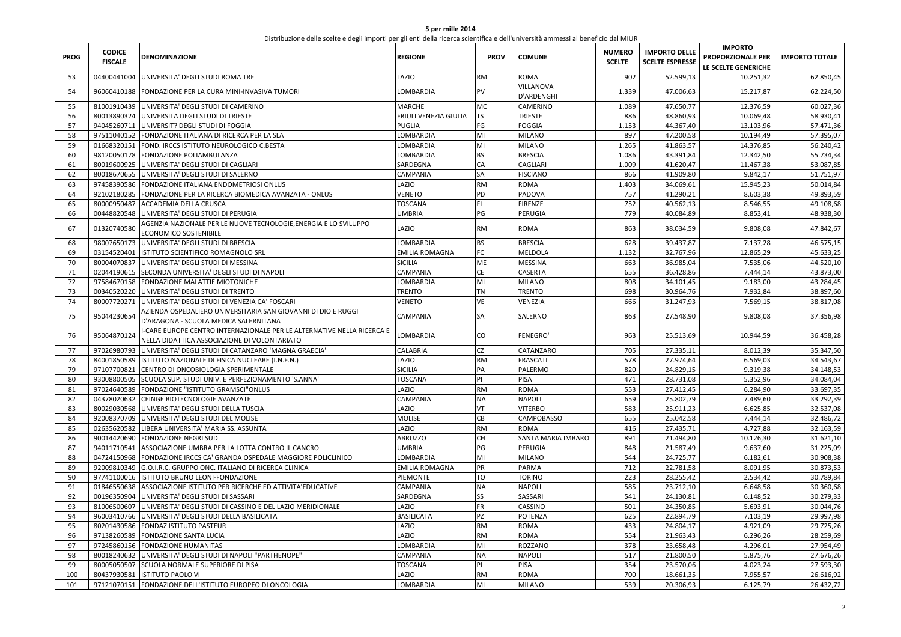**5 per mille 2014**

Distribuzione delle scelte e degli importi per gli enti della ricerca scientifica e dell'università ammessi al beneficio dal MIUR

| PROG | CODICE FISCALE | DENOMINAZIONE | REGIONE | PROV | COMUNE | NUMERO SCELTE | IMPORTO DELLE SCELTE ESPRESSE | IMPORTO PROPORZIONALE PER LE SCELTE GENERICHE | IMPORTO TOTALE |
|---|---|---|---|---|---|---|---|---|---|
| 53 | 04400441004 | UNIVERSITA' DEGLI STUDI ROMA TRE | LAZIO | RM | ROMA | 902 | 52.599,13 | 10.251,32 | 62.850,45 |
| 54 | 96060410188 | FONDAZIONE PER LA CURA MINI-INVASIVA TUMORI | LOMBARDIA | PV | VILLANOVA D'ARDENGHI | 1.339 | 47.006,63 | 15.217,87 | 62.224,50 |
| 55 | 81001910439 | UNIVERSITA' DEGLI STUDI DI CAMERINO | MARCHE | MC | CAMERINO | 1.089 | 47.650,77 | 12.376,59 | 60.027,36 |
| 56 | 80013890324 | UNIVERSITA DEGLI STUDI DI TRIESTE | FRIULI VENEZIA GIULIA | TS | TRIESTE | 886 | 48.860,93 | 10.069,48 | 58.930,41 |
| 57 | 94045260711 | UNIVERSIT? DEGLI STUDI DI FOGGIA | PUGLIA | FG | FOGGIA | 1.153 | 44.367,40 | 13.103,96 | 57.471,36 |
| 58 | 97511040152 | FONDAZIONE ITALIANA DI RICERCA PER LA SLA | LOMBARDIA | MI | MILANO | 897 | 47.200,58 | 10.194,49 | 57.395,07 |
| 59 | 01668320151 | FOND. IRCCS ISTITUTO NEUROLOGICO C.BESTA | LOMBARDIA | MI | MILANO | 1.265 | 41.863,57 | 14.376,85 | 56.240,42 |
| 60 | 98120050178 | FONDAZIONE POLIAMBULANZA | LOMBARDIA | BS | BRESCIA | 1.086 | 43.391,84 | 12.342,50 | 55.734,34 |
| 61 | 80019600925 | UNIVERSITA' DEGLI STUDI DI CAGLIARI | SARDEGNA | CA | CAGLIARI | 1.009 | 41.620,47 | 11.467,38 | 53.087,85 |
| 62 | 80018670655 | UNIVERSITA' DEGLI STUDI DI SALERNO | CAMPANIA | SA | FISCIANO | 866 | 41.909,80 | 9.842,17 | 51.751,97 |
| 63 | 97458390586 | FONDAZIONE ITALIANA ENDOMETRIOSI ONLUS | LAZIO | RM | ROMA | 1.403 | 34.069,61 | 15.945,23 | 50.014,84 |
| 64 | 92102180285 | FONDAZIONE PER LA RICERCA BIOMEDICA AVANZATA - ONLUS | VENETO | PD | PADOVA | 757 | 41.290,21 | 8.603,38 | 49.893,59 |
| 65 | 80000950487 | ACCADEMIA DELLA CRUSCA | TOSCANA | FI | FIRENZE | 752 | 40.562,13 | 8.546,55 | 49.108,68 |
| 66 | 00448820548 | UNIVERSITA' DEGLI STUDI DI PERUGIA | UMBRIA | PG | PERUGIA | 779 | 40.084,89 | 8.853,41 | 48.938,30 |
| 67 | 01320740580 | AGENZIA NAZIONALE PER LE NUOVE TECNOLOGIE,ENERGIA E LO SVILUPPO ECONOMICO SOSTENIBILE | LAZIO | RM | ROMA | 863 | 38.034,59 | 9.808,08 | 47.842,67 |
| 68 | 98007650173 | UNIVERSITA' DEGLI STUDI DI BRESCIA | LOMBARDIA | BS | BRESCIA | 628 | 39.437,87 | 7.137,28 | 46.575,15 |
| 69 | 03154520401 | ISTITUTO SCIENTIFICO ROMAGNOLO SRL | EMILIA ROMAGNA | FC | MELDOLA | 1.132 | 32.767,96 | 12.865,29 | 45.633,25 |
| 70 | 80004070837 | UNIVERSITA' DEGLI STUDI DI MESSINA | SICILIA | ME | MESSINA | 663 | 36.985,04 | 7.535,06 | 44.520,10 |
| 71 | 02044190615 | SECONDA UNIVERSITA' DEGLI STUDI DI NAPOLI | CAMPANIA | CE | CASERTA | 655 | 36.428,86 | 7.444,14 | 43.873,00 |
| 72 | 97584670158 | FONDAZIONE MALATTIE MIOTONICHE | LOMBARDIA | MI | MILANO | 808 | 34.101,45 | 9.183,00 | 43.284,45 |
| 73 | 00340520220 | UNIVERSITA' DEGLI STUDI DI TRENTO | TRENTO | TN | TRENTO | 698 | 30.964,76 | 7.932,84 | 38.897,60 |
| 74 | 80007720271 | UNIVERSITA' DEGLI STUDI DI VENEZIA CA' FOSCARI | VENETO | VE | VENEZIA | 666 | 31.247,93 | 7.569,15 | 38.817,08 |
| 75 | 95044230654 | AZIENDA OSPEDALIERO UNIVERSITARIA SAN GIOVANNI DI DIO E RUGGI D'ARAGONA - SCUOLA MEDICA SALERNITANA | CAMPANIA | SA | SALERNO | 863 | 27.548,90 | 9.808,08 | 37.356,98 |
| 76 | 95064870124 | I-CARE EUROPE CENTRO INTERNAZIONALE PER LE ALTERNATIVE NELLA RICERCA E NELLA DIDATTICA ASSOCIAZIONE DI VOLONTARIATO | LOMBARDIA | CO | FENEGRO' | 963 | 25.513,69 | 10.944,59 | 36.458,28 |
| 77 | 97026980793 | UNIVERSITA' DEGLI STUDI DI CATANZARO 'MAGNA GRAECIA' | CALABRIA | CZ | CATANZARO | 705 | 27.335,11 | 8.012,39 | 35.347,50 |
| 78 | 84001850589 | ISTITUTO NAZIONALE DI FISICA NUCLEARE (I.N.F.N.) | LAZIO | RM | FRASCATI | 578 | 27.974,64 | 6.569,03 | 34.543,67 |
| 79 | 97107700821 | CENTRO DI ONCOBIOLOGIA SPERIMENTALE | SICILIA | PA | PALERMO | 820 | 24.829,15 | 9.319,38 | 34.148,53 |
| 80 | 93008800505 | SCUOLA SUP. STUDI UNIV. E PERFEZIONAMENTO 'S.ANNA' | TOSCANA | PI | PISA | 471 | 28.731,08 | 5.352,96 | 34.084,04 |
| 81 | 97024640589 | FONDAZIONE "ISTITUTO GRAMSCI"ONLUS | LAZIO | RM | ROMA | 553 | 27.412,45 | 6.284,90 | 33.697,35 |
| 82 | 04378020632 | CEINGE BIOTECNOLOGIE AVANZATE | CAMPANIA | NA | NAPOLI | 659 | 25.802,79 | 7.489,60 | 33.292,39 |
| 83 | 80029030568 | UNIVERSITA' DEGLI STUDI DELLA TUSCIA | LAZIO | VT | VITERBO | 583 | 25.911,23 | 6.625,85 | 32.537,08 |
| 84 | 92008370709 | UNIVERSITA' DEGLI STUDI DEL MOLISE | MOLISE | CB | CAMPOBASSO | 655 | 25.042,58 | 7.444,14 | 32.486,72 |
| 85 | 02635620582 | LIBERA UNIVERSITA' MARIA SS. ASSUNTA | LAZIO | RM | ROMA | 416 | 27.435,71 | 4.727,88 | 32.163,59 |
| 86 | 90014420690 | FONDAZIONE NEGRI SUD | ABRUZZO | CH | SANTA MARIA IMBARO | 891 | 21.494,80 | 10.126,30 | 31.621,10 |
| 87 | 94011710541 | ASSOCIAZIONE UMBRA PER LA LOTTA CONTRO IL CANCRO | UMBRIA | PG | PERUGIA | 848 | 21.587,49 | 9.637,60 | 31.225,09 |
| 88 | 04724150968 | FONDAZIONE IRCCS CA' GRANDA OSPEDALE MAGGIORE POLICLINICO | LOMBARDIA | MI | MILANO | 544 | 24.725,77 | 6.182,61 | 30.908,38 |
| 89 | 92009810349 | G.O.I.R.C. GRUPPO ONC. ITALIANO DI RICERCA CLINICA | EMILIA ROMAGNA | PR | PARMA | 712 | 22.781,58 | 8.091,95 | 30.873,53 |
| 90 | 97741100016 | ISTITUTO BRUNO LEONI-FONDAZIONE | PIEMONTE | TO | TORINO | 223 | 28.255,42 | 2.534,42 | 30.789,84 |
| 91 | 01846550638 | ASSOCIAZIONE ISTITUTO PER RICERCHE ED ATTIVITA'EDUCATIVE | CAMPANIA | NA | NAPOLI | 585 | 23.712,10 | 6.648,58 | 30.360,68 |
| 92 | 00196350904 | UNIVERSITA' DEGLI STUDI DI SASSARI | SARDEGNA | SS | SASSARI | 541 | 24.130,81 | 6.148,52 | 30.279,33 |
| 93 | 81006500607 | UNIVERSITA' DEGLI STUDI DI CASSINO E DEL LAZIO MERIDIONALE | LAZIO | FR | CASSINO | 501 | 24.350,85 | 5.693,91 | 30.044,76 |
| 94 | 96003410766 | UNIVERSITA' DEGLI STUDI DELLA BASILICATA | BASILICATA | PZ | POTENZA | 625 | 22.894,79 | 7.103,19 | 29.997,98 |
| 95 | 80201430586 | FONDAZ ISTITUTO PASTEUR | LAZIO | RM | ROMA | 433 | 24.804,17 | 4.921,09 | 29.725,26 |
| 96 | 97138260589 | FONDAZIONE SANTA LUCIA | LAZIO | RM | ROMA | 554 | 21.963,43 | 6.296,26 | 28.259,69 |
| 97 | 97245860156 | FONDAZIONE HUMANITAS | LOMBARDIA | MI | ROZZANO | 378 | 23.658,48 | 4.296,01 | 27.954,49 |
| 98 | 80018240632 | UNIVERSITA' DEGLI STUDI DI NAPOLI "PARTHENOPE" | CAMPANIA | NA | NAPOLI | 517 | 21.800,50 | 5.875,76 | 27.676,26 |
| 99 | 80005050507 | SCUOLA NORMALE SUPERIORE DI PISA | TOSCANA | PI | PISA | 354 | 23.570,06 | 4.023,24 | 27.593,30 |
| 100 | 80437930581 | ISTITUTO PAOLO VI | LAZIO | RM | ROMA | 700 | 18.661,35 | 7.955,57 | 26.616,92 |
| 101 | 97121070151 | FONDAZIONE DELL'ISTITUTO EUROPEO DI ONCOLOGIA | LOMBARDIA | MI | MILANO | 539 | 20.306,93 | 6.125,79 | 26.432,72 |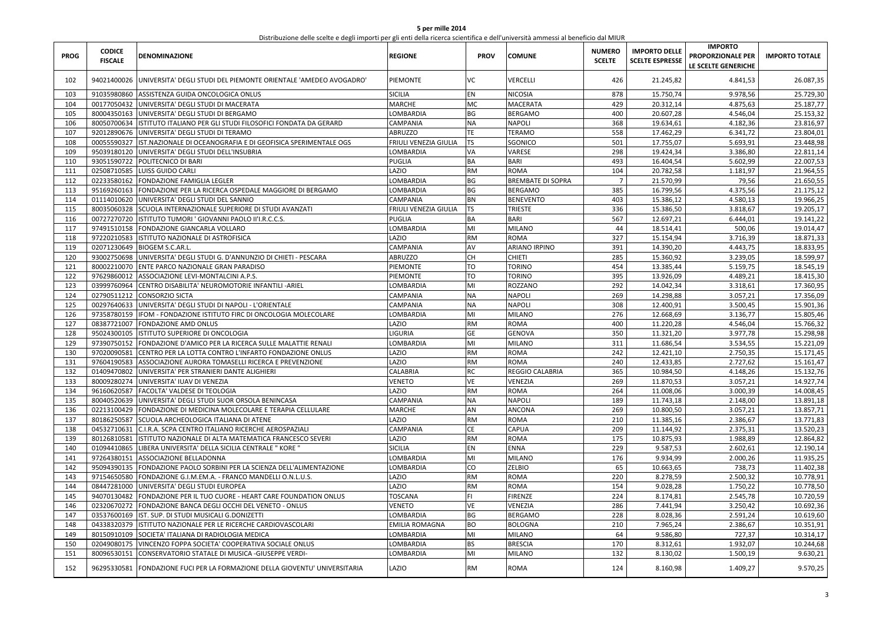**5 per mille 2014**

Distribuzione delle scelte e degli importi per gli enti della ricerca scientifica e dell'università ammessi al beneficio dal MIUR

| PROG | CODICE FISCALE | DENOMINAZIONE | REGIONE | PROV | COMUNE | NUMERO SCELTE | IMPORTO DELLE SCELTE ESPRESSE | IMPORTO PROPORZIONALE PER LE SCELTE GENERICHE | IMPORTO TOTALE |
|---|---|---|---|---|---|---|---|---|---|
| 102 | 94021400026 | UNIVERSITA' DEGLI STUDI DEL PIEMONTE ORIENTALE 'AMEDEO AVOGADRO' | PIEMONTE | VC | VERCELLI | 426 | 21.245,82 | 4.841,53 | 26.087,35 |
| 103 | 91035980860 | ASSISTENZA GUIDA ONCOLOGICA ONLUS | SICILIA | EN | NICOSIA | 878 | 15.750,74 | 9.978,56 | 25.729,30 |
| 104 | 00177050432 | UNIVERSITA' DEGLI STUDI DI MACERATA | MARCHE | MC | MACERATA | 429 | 20.312,14 | 4.875,63 | 25.187,77 |
| 105 | 80004350163 | UNIVERSITA' DEGLI STUDI DI BERGAMO | LOMBARDIA | BG | BERGAMO | 400 | 20.607,28 | 4.546,04 | 25.153,32 |
| 106 | 80050700634 | ISTITUTO ITALIANO PER GLI STUDI FILOSOFICI FONDATA DA GERARD | CAMPANIA | NA | NAPOLI | 368 | 19.634,61 | 4.182,36 | 23.816,97 |
| 107 | 92012890676 | UNIVERSITA' DEGLI STUDI DI TERAMO | ABRUZZO | TE | TERAMO | 558 | 17.462,29 | 6.341,72 | 23.804,01 |
| 108 | 00055590327 | IST.NAZIONALE DI OCEANOGRAFIA E DI GEOFISICA SPERIMENTALE OGS | FRIULI VENEZIA GIULIA | TS | SGONICO | 501 | 17.755,07 | 5.693,91 | 23.448,98 |
| 109 | 95039180120 | UNIVERSITA' DEGLI STUDI DELL'INSUBRIA | LOMBARDIA | VA | VARESE | 298 | 19.424,34 | 3.386,80 | 22.811,14 |
| 110 | 93051590722 | POLITECNICO DI BARI | PUGLIA | BA | BARI | 493 | 16.404,54 | 5.602,99 | 22.007,53 |
| 111 | 02508710585 | LUISS GUIDO CARLI | LAZIO | RM | ROMA | 104 | 20.782,58 | 1.181,97 | 21.964,55 |
| 112 | 02233580162 | FONDAZIONE FAMIGLIA LEGLER | LOMBARDIA | BG | BREMBATE DI SOPRA | 7 | 21.570,99 | 79,56 | 21.650,55 |
| 113 | 95169260163 | FONDAZIONE PER LA RICERCA OSPEDALE MAGGIORE DI BERGAMO | LOMBARDIA | BG | BERGAMO | 385 | 16.799,56 | 4.375,56 | 21.175,12 |
| 114 | 01114010620 | UNIVERSITA' DEGLI STUDI DEL SANNIO | CAMPANIA | BN | BENEVENTO | 403 | 15.386,12 | 4.580,13 | 19.966,25 |
| 115 | 80035060328 | SCUOLA INTERNAZIONALE SUPERIORE DI STUDI AVANZATI | FRIULI VENEZIA GIULIA | TS | TRIESTE | 336 | 15.386,50 | 3.818,67 | 19.205,17 |
| 116 | 00727270720 | ISTITUTO TUMORI ' GIOVANNI PAOLO II'I.R.C.C.S. | PUGLIA | BA | BARI | 567 | 12.697,21 | 6.444,01 | 19.141,22 |
| 117 | 97491510158 | FONDAZIONE GIANCARLA VOLLARO | LOMBARDIA | MI | MILANO | 44 | 18.514,41 | 500,06 | 19.014,47 |
| 118 | 97220210583 | ISTITUTO NAZIONALE DI ASTROFISICA | LAZIO | RM | ROMA | 327 | 15.154,94 | 3.716,39 | 18.871,33 |
| 119 | 02071230649 | BIOGEM S.C.AR.L. | CAMPANIA | AV | ARIANO IRPINO | 391 | 14.390,20 | 4.443,75 | 18.833,95 |
| 120 | 93002750698 | UNIVERSITA' DEGLI STUDI G. D'ANNUNZIO DI CHIETI - PESCARA | ABRUZZO | CH | CHIETI | 285 | 15.360,92 | 3.239,05 | 18.599,97 |
| 121 | 80002210070 | ENTE PARCO NAZIONALE GRAN PARADISO | PIEMONTE | TO | TORINO | 454 | 13.385,44 | 5.159,75 | 18.545,19 |
| 122 | 97629860012 | ASSOCIAZIONE LEVI-MONTALCINI A.P.S. | PIEMONTE | TO | TORINO | 395 | 13.926,09 | 4.489,21 | 18.415,30 |
| 123 | 03999760964 | CENTRO DISABILITA' NEUROMOTORIE INFANTILI -ARIEL | LOMBARDIA | MI | ROZZANO | 292 | 14.042,34 | 3.318,61 | 17.360,95 |
| 124 | 02790511212 | CONSORZIO SICTA | CAMPANIA | NA | NAPOLI | 269 | 14.298,88 | 3.057,21 | 17.356,09 |
| 125 | 00297640633 | UNIVERSITA' DEGLI STUDI DI NAPOLI - L'ORIENTALE | CAMPANIA | NA | NAPOLI | 308 | 12.400,91 | 3.500,45 | 15.901,36 |
| 126 | 97358780159 | IFOM - FONDAZIONE ISTITUTO FIRC DI ONCOLOGIA MOLECOLARE | LOMBARDIA | MI | MILANO | 276 | 12.668,69 | 3.136,77 | 15.805,46 |
| 127 | 08387721007 | FONDAZIONE AMD ONLUS | LAZIO | RM | ROMA | 400 | 11.220,28 | 4.546,04 | 15.766,32 |
| 128 | 95024300105 | ISTITUTO SUPERIORE DI ONCOLOGIA | LIGURIA | GE | GENOVA | 350 | 11.321,20 | 3.977,78 | 15.298,98 |
| 129 | 97390750152 | FONDAZIONE D'AMICO PER LA RICERCA SULLE MALATTIE RENALI | LOMBARDIA | MI | MILANO | 311 | 11.686,54 | 3.534,55 | 15.221,09 |
| 130 | 97020090581 | CENTRO PER LA LOTTA CONTRO L'INFARTO FONDAZIONE ONLUS | LAZIO | RM | ROMA | 242 | 12.421,10 | 2.750,35 | 15.171,45 |
| 131 | 97604190583 | ASSOCIAZIONE AURORA TOMASELLI RICERCA E PREVENZIONE | LAZIO | RM | ROMA | 240 | 12.433,85 | 2.727,62 | 15.161,47 |
| 132 | 01409470802 | UNIVERSITA' PER STRANIERI DANTE ALIGHIERI | CALABRIA | RC | REGGIO CALABRIA | 365 | 10.984,50 | 4.148,26 | 15.132,76 |
| 133 | 80009280274 | UNIVERSITA' IUAV DI VENEZIA | VENETO | VE | VENEZIA | 269 | 11.870,53 | 3.057,21 | 14.927,74 |
| 134 | 96160620587 | FACOLTA' VALDESE DI TEOLOGIA | LAZIO | RM | ROMA | 264 | 11.008,06 | 3.000,39 | 14.008,45 |
| 135 | 80040520639 | UNIVERSITA' DEGLI STUDI SUOR ORSOLA BENINCASA | CAMPANIA | NA | NAPOLI | 189 | 11.743,18 | 2.148,00 | 13.891,18 |
| 136 | 02213100429 | FONDAZIONE DI MEDICINA MOLECOLARE E TERAPIA CELLULARE | MARCHE | AN | ANCONA | 269 | 10.800,50 | 3.057,21 | 13.857,71 |
| 137 | 80186250587 | SCUOLA ARCHEOLOGICA ITALIANA DI ATENE | LAZIO | RM | ROMA | 210 | 11.385,16 | 2.386,67 | 13.771,83 |
| 138 | 04532710631 | C.I.R.A. SCPA CENTRO ITALIANO RICERCHE AEROSPAZIALI | CAMPANIA | CE | CAPUA | 209 | 11.144,92 | 2.375,31 | 13.520,23 |
| 139 | 80126810581 | ISTITUTO NAZIONALE DI ALTA MATEMATICA FRANCESCO SEVERI | LAZIO | RM | ROMA | 175 | 10.875,93 | 1.988,89 | 12.864,82 |
| 140 | 01094410865 | LIBERA UNIVERSITA' DELLA SICILIA CENTRALE " KORE " | SICILIA | EN | ENNA | 229 | 9.587,53 | 2.602,61 | 12.190,14 |
| 141 | 97264380151 | ASSOCIAZIONE BELLADONNA | LOMBARDIA | MI | MILANO | 176 | 9.934,99 | 2.000,26 | 11.935,25 |
| 142 | 95094390135 | FONDAZIONE PAOLO SORBINI PER LA SCIENZA DELL'ALIMENTAZIONE | LOMBARDIA | CO | ZELBIO | 65 | 10.663,65 | 738,73 | 11.402,38 |
| 143 | 97154650580 | FONDAZIONE G.I.M.EM.A. - FRANCO MANDELLI O.N.L.U.S. | LAZIO | RM | ROMA | 220 | 8.278,59 | 2.500,32 | 10.778,91 |
| 144 | 08447281000 | UNIVERSITA' DEGLI STUDI EUROPEA | LAZIO | RM | ROMA | 154 | 9.028,28 | 1.750,22 | 10.778,50 |
| 145 | 94070130482 | FONDAZIONE PER IL TUO CUORE - HEART CARE FOUNDATION ONLUS | TOSCANA | FI | FIRENZE | 224 | 8.174,81 | 2.545,78 | 10.720,59 |
| 146 | 02320670272 | FONDAZIONE BANCA DEGLI OCCHI DEL VENETO - ONLUS | VENETO | VE | VENEZIA | 286 | 7.441,94 | 3.250,42 | 10.692,36 |
| 147 | 03537600169 | IST. SUP. DI STUDI MUSICALI G.DONIZETTI | LOMBARDIA | BG | BERGAMO | 228 | 8.028,36 | 2.591,24 | 10.619,60 |
| 148 | 04338320379 | ISTITUTO NAZIONALE PER LE RICERCHE CARDIOVASCOLARI | EMILIA ROMAGNA | BO | BOLOGNA | 210 | 7.965,24 | 2.386,67 | 10.351,91 |
| 149 | 80150910109 | SOCIETA' ITALIANA DI RADIOLOGIA MEDICA | LOMBARDIA | MI | MILANO | 64 | 9.586,80 | 727,37 | 10.314,17 |
| 150 | 02049080175 | VINCENZO FOPPA SOCIETA' COOPERATIVA SOCIALE ONLUS | LOMBARDIA | BS | BRESCIA | 170 | 8.312,61 | 1.932,07 | 10.244,68 |
| 151 | 80096530151 | CONSERVATORIO STATALE DI MUSICA -GIUSEPPE VERDI- | LOMBARDIA | MI | MILANO | 132 | 8.130,02 | 1.500,19 | 9.630,21 |
| 152 | 96295330581 | FONDAZIONE FUCI PER LA FORMAZIONE DELLA GIOVENTU' UNIVERSITARIA | LAZIO | RM | ROMA | 124 | 8.160,98 | 1.409,27 | 9.570,25 |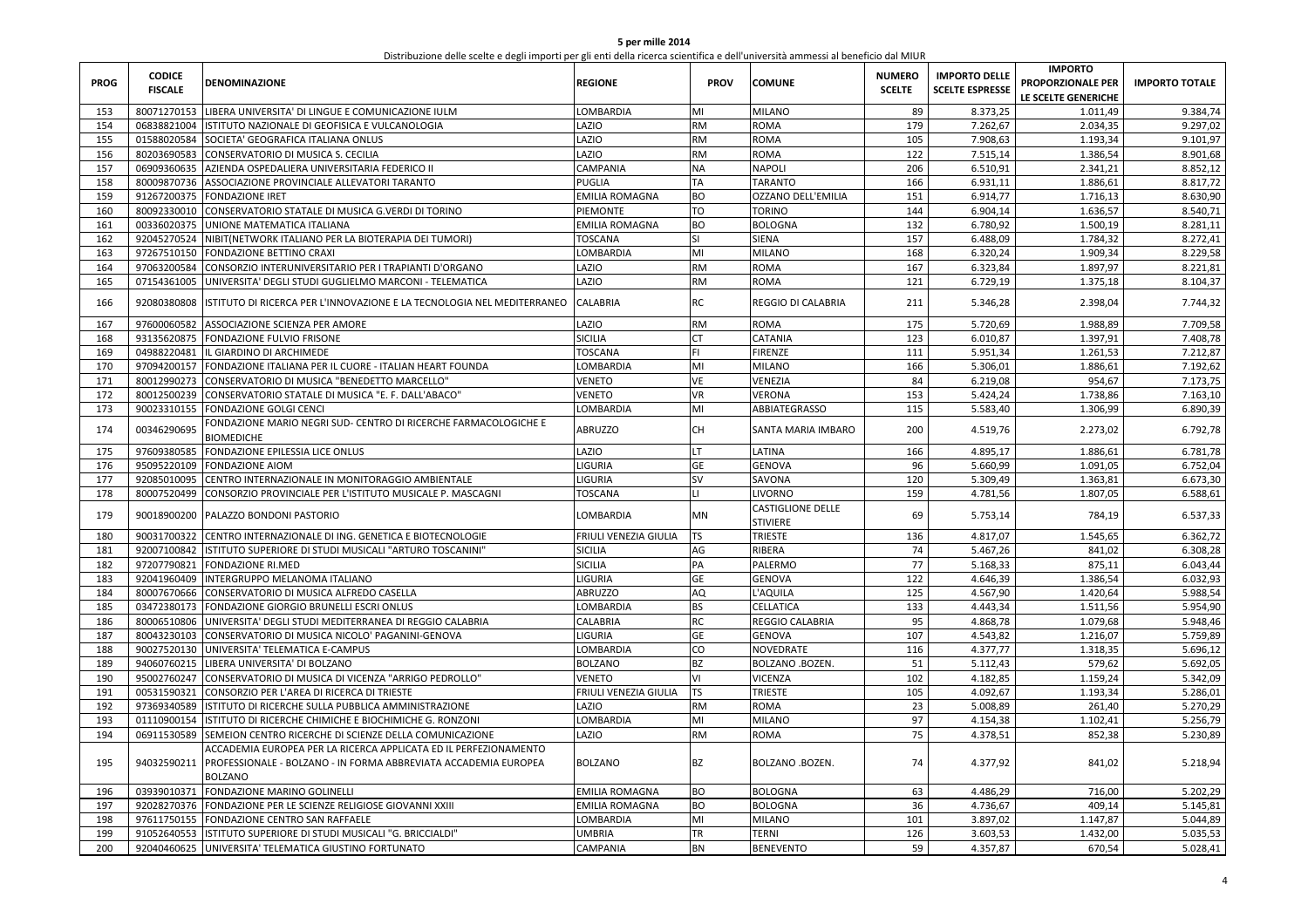**5 per mille 2014**

Distribuzione delle scelte e degli importi per gli enti della ricerca scientifica e dell'università ammessi al beneficio dal MIUR

| PROG | CODICE FISCALE | DENOMINAZIONE | REGIONE | PROV | COMUNE | NUMERO SCELTE | IMPORTO DELLE SCELTE ESPRESSE | IMPORTO PROPORZIONALE PER LE SCELTE GENERICHE | IMPORTO TOTALE |
|---|---|---|---|---|---|---|---|---|---|
| 153 | 80071270153 | LIBERA UNIVERSITA' DI LINGUE E COMUNICAZIONE IULM | LOMBARDIA | MI | MILANO | 89 | 8.373,25 | 1.011,49 | 9.384,74 |
| 154 | 06838821004 | ISTITUTO NAZIONALE DI GEOFISICA E VULCANOLOGIA | LAZIO | RM | ROMA | 179 | 7.262,67 | 2.034,35 | 9.297,02 |
| 155 | 01588020584 | SOCIETA' GEOGRAFICA ITALIANA ONLUS | LAZIO | RM | ROMA | 105 | 7.908,63 | 1.193,34 | 9.101,97 |
| 156 | 80203690583 | CONSERVATORIO DI MUSICA S. CECILIA | LAZIO | RM | ROMA | 122 | 7.515,14 | 1.386,54 | 8.901,68 |
| 157 | 06909360635 | AZIENDA OSPEDALIERA UNIVERSITARIA FEDERICO II | CAMPANIA | NA | NAPOLI | 206 | 6.510,91 | 2.341,21 | 8.852,12 |
| 158 | 80009870736 | ASSOCIAZIONE PROVINCIALE ALLEVATORI TARANTO | PUGLIA | TA | TARANTO | 166 | 6.931,11 | 1.886,61 | 8.817,72 |
| 159 | 91267200375 | FONDAZIONE IRET | EMILIA ROMAGNA | BO | OZZANO DELL'EMILIA | 151 | 6.914,77 | 1.716,13 | 8.630,90 |
| 160 | 80092330010 | CONSERVATORIO STATALE DI MUSICA G.VERDI DI TORINO | PIEMONTE | TO | TORINO | 144 | 6.904,14 | 1.636,57 | 8.540,71 |
| 161 | 00336020375 | UNIONE MATEMATICA ITALIANA | EMILIA ROMAGNA | BO | BOLOGNA | 132 | 6.780,92 | 1.500,19 | 8.281,11 |
| 162 | 92045270524 | NIBIT(NETWORK ITALIANO PER LA BIOTERAPIA DEI TUMORI) | TOSCANA | SI | SIENA | 157 | 6.488,09 | 1.784,32 | 8.272,41 |
| 163 | 97267510150 | FONDAZIONE BETTINO CRAXI | LOMBARDIA | MI | MILANO | 168 | 6.320,24 | 1.909,34 | 8.229,58 |
| 164 | 97063200584 | CONSORZIO INTERUNIVERSITARIO PER I TRAPIANTI D'ORGANO | LAZIO | RM | ROMA | 167 | 6.323,84 | 1.897,97 | 8.221,81 |
| 165 | 07154361005 | UNIVERSITA' DEGLI STUDI GUGLIELMO MARCONI - TELEMATICA | LAZIO | RM | ROMA | 121 | 6.729,19 | 1.375,18 | 8.104,37 |
| 166 | 92080380808 | ISTITUTO DI RICERCA PER L'INNOVAZIONE E LA TECNOLOGIA NEL MEDITERRANEO | CALABRIA | RC | REGGIO DI CALABRIA | 211 | 5.346,28 | 2.398,04 | 7.744,32 |
| 167 | 97600060582 | ASSOCIAZIONE SCIENZA PER AMORE | LAZIO | RM | ROMA | 175 | 5.720,69 | 1.988,89 | 7.709,58 |
| 168 | 93135620875 | FONDAZIONE FULVIO FRISONE | SICILIA | CT | CATANIA | 123 | 6.010,87 | 1.397,91 | 7.408,78 |
| 169 | 04988220481 | IL GIARDINO DI ARCHIMEDE | TOSCANA | FI | FIRENZE | 111 | 5.951,34 | 1.261,53 | 7.212,87 |
| 170 | 97094200157 | FONDAZIONE ITALIANA PER IL CUORE - ITALIAN HEART FOUNDA | LOMBARDIA | MI | MILANO | 166 | 5.306,01 | 1.886,61 | 7.192,62 |
| 171 | 80012990273 | CONSERVATORIO DI MUSICA "BENEDETTO MARCELLO" | VENETO | VE | VENEZIA | 84 | 6.219,08 | 954,67 | 7.173,75 |
| 172 | 80012500239 | CONSERVATORIO STATALE DI MUSICA "E. F. DALL'ABACO" | VENETO | VR | VERONA | 153 | 5.424,24 | 1.738,86 | 7.163,10 |
| 173 | 90023310155 | FONDAZIONE GOLGI CENCI | LOMBARDIA | MI | ABBIATEGRASSO | 115 | 5.583,40 | 1.306,99 | 6.890,39 |
| 174 | 00346290695 | FONDAZIONE MARIO NEGRI SUD- CENTRO DI RICERCHE FARMACOLOGICHE E BIOMEDICHE | ABRUZZO | CH | SANTA MARIA IMBARO | 200 | 4.519,76 | 2.273,02 | 6.792,78 |
| 175 | 97609380585 | FONDAZIONE EPILESSIA LICE ONLUS | LAZIO | LT | LATINA | 166 | 4.895,17 | 1.886,61 | 6.781,78 |
| 176 | 95095220109 | FONDAZIONE AIOM | LIGURIA | GE | GENOVA | 96 | 5.660,99 | 1.091,05 | 6.752,04 |
| 177 | 92085010095 | CENTRO INTERNAZIONALE IN MONITORAGGIO AMBIENTALE | LIGURIA | SV | SAVONA | 120 | 5.309,49 | 1.363,81 | 6.673,30 |
| 178 | 80007250499 | CONSORZIO PROVINCIALE PER L'ISTITUTO MUSICALE P. MASCAGNI | TOSCANA | LI | LIVORNO | 159 | 4.781,56 | 1.807,05 | 6.588,61 |
| 179 | 90018900200 | PALAZZO BONDONI PASTORIO | LOMBARDIA | MN | CASTIGLIONE DELLE STIVIERE | 69 | 5.753,14 | 784,19 | 6.537,33 |
| 180 | 90031700322 | CENTRO INTERNAZIONALE DI ING. GENETICA E BIOTECNOLOGIE | FRIULI VENEZIA GIULIA | TS | TRIESTE | 136 | 4.817,07 | 1.545,65 | 6.362,72 |
| 181 | 92007100842 | ISTITUTO SUPERIORE DI STUDI MUSICALI "ARTURO TOSCANINI" | SICILIA | AG | RIBERA | 74 | 5.467,26 | 841,02 | 6.308,28 |
| 182 | 97207790821 | FONDAZIONE RI.MED | SICILIA | PA | PALERMO | 77 | 5.168,33 | 875,11 | 6.043,44 |
| 183 | 92041960409 | INTERGRUPPO MELANOMA ITALIANO | LIGURIA | GE | GENOVA | 122 | 4.646,39 | 1.386,54 | 6.032,93 |
| 184 | 80007670666 | CONSERVATORIO DI MUSICA ALFREDO CASELLA | ABRUZZO | AQ | L'AQUILA | 125 | 4.567,90 | 1.420,64 | 5.988,54 |
| 185 | 03472380173 | FONDAZIONE GIORGIO BRUNELLI ESCRI ONLUS | LOMBARDIA | BS | CELLATICA | 133 | 4.443,34 | 1.511,56 | 5.954,90 |
| 186 | 80006510806 | UNIVERSITA' DEGLI STUDI MEDITERRANEA DI REGGIO CALABRIA | CALABRIA | RC | REGGIO CALABRIA | 95 | 4.868,78 | 1.079,68 | 5.948,46 |
| 187 | 80043230103 | CONSERVATORIO DI MUSICA NICOLO' PAGANINI-GENOVA | LIGURIA | GE | GENOVA | 107 | 4.543,82 | 1.216,07 | 5.759,89 |
| 188 | 90027520130 | UNIVERSITA' TELEMATICA E-CAMPUS | LOMBARDIA | CO | NOVEDRATE | 116 | 4.377,77 | 1.318,35 | 5.696,12 |
| 189 | 94060760215 | LIBERA UNIVERSITA' DI BOLZANO | BOLZANO | BZ | BOLZANO .BOZEN. | 51 | 5.112,43 | 579,62 | 5.692,05 |
| 190 | 95002760247 | CONSERVATORIO DI MUSICA DI VICENZA "ARRIGO PEDROLLO" | VENETO | VI | VICENZA | 102 | 4.182,85 | 1.159,24 | 5.342,09 |
| 191 | 00531590321 | CONSORZIO PER L'AREA DI RICERCA DI TRIESTE | FRIULI VENEZIA GIULIA | TS | TRIESTE | 105 | 4.092,67 | 1.193,34 | 5.286,01 |
| 192 | 97369340589 | ISTITUTO DI RICERCHE SULLA PUBBLICA AMMINISTRAZIONE | LAZIO | RM | ROMA | 23 | 5.008,89 | 261,40 | 5.270,29 |
| 193 | 01110900154 | ISTITUTO DI RICERCHE CHIMICHE E BIOCHIMICHE G. RONZONI | LOMBARDIA | MI | MILANO | 97 | 4.154,38 | 1.102,41 | 5.256,79 |
| 194 | 06911530589 | SEMEION CENTRO RICERCHE DI SCIENZE DELLA COMUNICAZIONE | LAZIO | RM | ROMA | 75 | 4.378,51 | 852,38 | 5.230,89 |
| 195 | 94032590211 | ACCADEMIA EUROPEA PER LA RICERCA APPLICATA ED IL PERFEZIONAMENTO PROFESSIONALE - BOLZANO - IN FORMA ABBREVIATA ACCADEMIA EUROPEA BOLZANO | BOLZANO | BZ | BOLZANO .BOZEN. | 74 | 4.377,92 | 841,02 | 5.218,94 |
| 196 | 03939010371 | FONDAZIONE MARINO GOLINELLI | EMILIA ROMAGNA | BO | BOLOGNA | 63 | 4.486,29 | 716,00 | 5.202,29 |
| 197 | 92028270376 | FONDAZIONE PER LE SCIENZE RELIGIOSE GIOVANNI XXIII | EMILIA ROMAGNA | BO | BOLOGNA | 36 | 4.736,67 | 409,14 | 5.145,81 |
| 198 | 97611750155 | FONDAZIONE CENTRO SAN RAFFAELE | LOMBARDIA | MI | MILANO | 101 | 3.897,02 | 1.147,87 | 5.044,89 |
| 199 | 91052640553 | ISTITUTO SUPERIORE DI STUDI MUSICALI "G. BRICCIALDI" | UMBRIA | TR | TERNI | 126 | 3.603,53 | 1.432,00 | 5.035,53 |
| 200 | 92040460625 | UNIVERSITA' TELEMATICA GIUSTINO FORTUNATO | CAMPANIA | BN | BENEVENTO | 59 | 4.357,87 | 670,54 | 5.028,41 |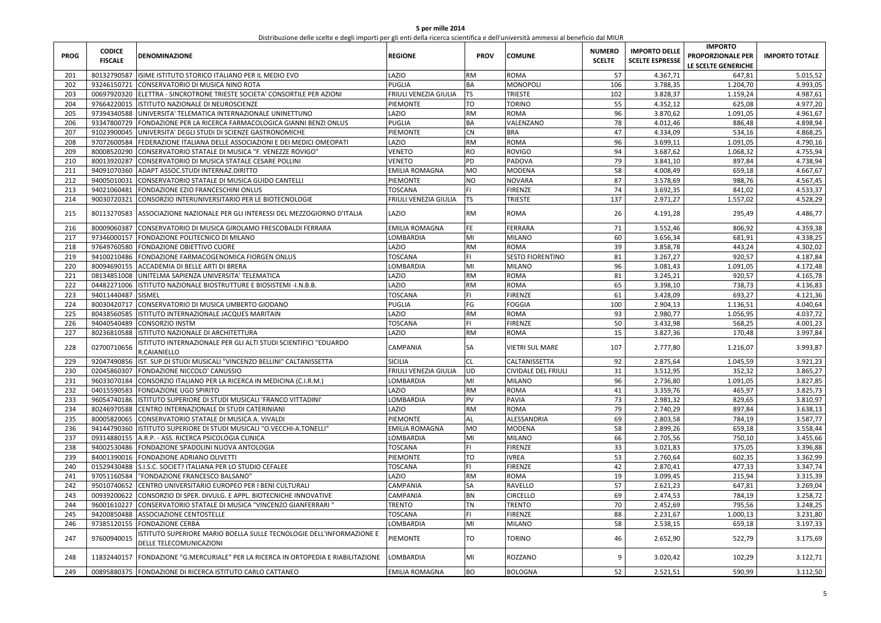**5 per mille 2014**

Distribuzione delle scelte e degli importi per gli enti della ricerca scientifica e dell'università ammessi al beneficio dal MIUR

| PROG | CODICE FISCALE | DENOMINAZIONE | REGIONE | PROV | COMUNE | NUMERO SCELTE | IMPORTO DELLE SCELTE ESPRESSE | IMPORTO PROPORZIONALE PER LE SCELTE GENERICHE | IMPORTO TOTALE |
|---|---|---|---|---|---|---|---|---|---|
| 201 | 80132790587 | ISIME ISTITUTO STORICO ITALIANO PER IL MEDIO EVO | LAZIO | RM | ROMA | 57 | 4.367,71 | 647,81 | 5.015,52 |
| 202 | 93246150721 | CONSERVATORIO DI MUSICA NINO ROTA | PUGLIA | BA | MONOPOLI | 106 | 3.788,35 | 1.204,70 | 4.993,05 |
| 203 | 00697920320 | ELETTRA - SINCROTRONE TRIESTE SOCIETA' CONSORTILE PER AZIONI | FRIULI VENEZIA GIULIA | TS | TRIESTE | 102 | 3.828,37 | 1.159,24 | 4.987,61 |
| 204 | 97664220015 | ISTITUTO NAZIONALE DI NEUROSCIENZE | PIEMONTE | TO | TORINO | 55 | 4.352,12 | 625,08 | 4.977,20 |
| 205 | 97394340588 | UNIVERSITA' TELEMATICA INTERNAZIONALE UNINETTUNO | LAZIO | RM | ROMA | 96 | 3.870,62 | 1.091,05 | 4.961,67 |
| 206 | 93347800729 | FONDAZIONE PER LA RICERCA FARMACOLOGICA GIANNI BENZI ONLUS | PUGLIA | BA | VALENZANO | 78 | 4.012,46 | 886,48 | 4.898,94 |
| 207 | 91023900045 | UNIVERSITA' DEGLI STUDI DI SCIENZE GASTRONOMICHE | PIEMONTE | CN | BRA | 47 | 4.334,09 | 534,16 | 4.868,25 |
| 208 | 97072600584 | FEDERAZIONE ITALIANA DELLE ASSOCIAZIONI E DEI MEDICI OMEOPATI | LAZIO | RM | ROMA | 96 | 3.699,11 | 1.091,05 | 4.790,16 |
| 209 | 80008520290 | CONSERVATORIO STATALE DI MUSICA "F. VENEZZE ROVIGO" | VENETO | RO | ROVIGO | 94 | 3.687,62 | 1.068,32 | 4.755,94 |
| 210 | 80013920287 | CONSERVATORIO DI MUSICA STATALE CESARE POLLINI | VENETO | PD | PADOVA | 79 | 3.841,10 | 897,84 | 4.738,94 |
| 211 | 94091070360 | ADAPT ASSOC.STUDI INTERNAZ.DIRITTO | EMILIA ROMAGNA | MO | MODENA | 58 | 4.008,49 | 659,18 | 4.667,67 |
| 212 | 94005010031 | CONSERVATORIO STATALE DI MUSICA GUIDO CANTELLI | PIEMONTE | NO | NOVARA | 87 | 3.578,69 | 988,76 | 4.567,45 |
| 213 | 94021060481 | FONDAZIONE EZIO FRANCESCHINI ONLUS | TOSCANA | FI | FIRENZE | 74 | 3.692,35 | 841,02 | 4.533,37 |
| 214 | 90030720321 | CONSORZIO INTERUNIVERSITARIO PER LE BIOTECNOLOGIE | FRIULI VENEZIA GIULIA | TS | TRIESTE | 137 | 2.971,27 | 1.557,02 | 4.528,29 |
| 215 | 80113270583 | ASSOCIAZIONE NAZIONALE PER GLI INTERESSI DEL MEZZOGIORNO D'ITALIA | LAZIO | RM | ROMA | 26 | 4.191,28 | 295,49 | 4.486,77 |
| 216 | 80009060387 | CONSERVATORIO DI MUSICA GIROLAMO FRESCOBALDI FERRARA | EMILIA ROMAGNA | FE | FERRARA | 71 | 3.552,46 | 806,92 | 4.359,38 |
| 217 | 97346000157 | FONDAZIONE POLITECNICO DI MILANO | LOMBARDIA | MI | MILANO | 60 | 3.656,34 | 681,91 | 4.338,25 |
| 218 | 97649760580 | FONDAZIONE OBIETTIVO CUORE | LAZIO | RM | ROMA | 39 | 3.858,78 | 443,24 | 4.302,02 |
| 219 | 94100210486 | FONDAZIONE FARMACOGENOMICA FIORGEN ONLUS | TOSCANA | FI | SESTO FIORENTINO | 81 | 3.267,27 | 920,57 | 4.187,84 |
| 220 | 80094690155 | ACCADEMIA DI BELLE ARTI DI BRERA | LOMBARDIA | MI | MILANO | 96 | 3.081,43 | 1.091,05 | 4.172,48 |
| 221 | 08134851008 | UNITELMA SAPIENZA UNIVERSITA' TELEMATICA | LAZIO | RM | ROMA | 81 | 3.245,21 | 920,57 | 4.165,78 |
| 222 | 04482271006 | ISTITUTO NAZIONALE BIOSTRUTTURE E BIOSISTEMI -I.N.B.B. | LAZIO | RM | ROMA | 65 | 3.398,10 | 738,73 | 4.136,83 |
| 223 | 94011440487 | SISMEL | TOSCANA | FI | FIRENZE | 61 | 3.428,09 | 693,27 | 4.121,36 |
| 224 | 80030420717 | CONSERVATORIO DI MUSICA UMBERTO GIODANO | PUGLIA | FG | FOGGIA | 100 | 2.904,13 | 1.136,51 | 4.040,64 |
| 225 | 80438560585 | ISTITUTO INTERNAZIONALE JACQUES MARITAIN | LAZIO | RM | ROMA | 93 | 2.980,77 | 1.056,95 | 4.037,72 |
| 226 | 94040540489 | CONSORZIO INSTM | TOSCANA | FI | FIRENZE | 50 | 3.432,98 | 568,25 | 4.001,23 |
| 227 | 80236810588 | ISTITUTO NAZIONALE DI ARCHITETTURA | LAZIO | RM | ROMA | 15 | 3.827,36 | 170,48 | 3.997,84 |
| 228 | 02700710656 | ISTITUTO INTERNAZIONALE PER GLI ALTI STUDI SCIENTIFICI "EDUARDO R.CAIANIELLO | CAMPANIA | SA | VIETRI SUL MARE | 107 | 2.777,80 | 1.216,07 | 3.993,87 |
| 229 | 92047490856 | IST. SUP.DI STUDI MUSICALI "VINCENZO BELLINI" CALTANISSETTA | SICILIA | CL | CALTANISSETTA | 92 | 2.875,64 | 1.045,59 | 3.921,23 |
| 230 | 02045860307 | FONDAZIONE NICCOLO' CANUSSIO | FRIULI VENEZIA GIULIA | UD | CIVIDALE DEL FRIULI | 31 | 3.512,95 | 352,32 | 3.865,27 |
| 231 | 96033070184 | CONSORZIO ITALIANO PER LA RICERCA IN MEDICINA (C.I.R.M.) | LOMBARDIA | MI | MILANO | 96 | 2.736,80 | 1.091,05 | 3.827,85 |
| 232 | 04015590583 | FONDAZIONE UGO SPIRITO | LAZIO | RM | ROMA | 41 | 3.359,76 | 465,97 | 3.825,73 |
| 233 | 96054740186 | ISTITUTO SUPERIORE DI STUDI MUSICALI 'FRANCO VITTADINI' | LOMBARDIA | PV | PAVIA | 73 | 2.981,32 | 829,65 | 3.810,97 |
| 234 | 80246970588 | CENTRO INTERNAZIONALE DI STUDI CATERINIANI | LAZIO | RM | ROMA | 79 | 2.740,29 | 897,84 | 3.638,13 |
| 235 | 80005820065 | CONSERVATORIO STATALE DI MUSICA A. VIVALDI | PIEMONTE | AL | ALESSANDRIA | 69 | 2.803,58 | 784,19 | 3.587,77 |
| 236 | 94144790360 | ISTITUTO SUPERIORE DI STUDI MUSICALI "O.VECCHI-A.TONELLI" | EMILIA ROMAGNA | MO | MODENA | 58 | 2.899,26 | 659,18 | 3.558,44 |
| 237 | 09314880155 | A.R.P. - ASS. RICERCA PSICOLOGIA CLINICA | LOMBARDIA | MI | MILANO | 66 | 2.705,56 | 750,10 | 3.455,66 |
| 238 | 94002530486 | FONDAZIONE SPADOLINI NUOVA ANTOLOGIA | TOSCANA | FI | FIRENZE | 33 | 3.021,83 | 375,05 | 3.396,88 |
| 239 | 84001390016 | FONDAZIONE ADRIANO OLIVETTI | PIEMONTE | TO | IVREA | 53 | 2.760,64 | 602,35 | 3.362,99 |
| 240 | 01529430488 | S.I.S.C. SOCIET? ITALIANA PER LO STUDIO CEFALEE | TOSCANA | FI | FIRENZE | 42 | 2.870,41 | 477,33 | 3.347,74 |
| 241 | 97051160584 | "FONDAZIONE FRANCESCO BALSANO" | LAZIO | RM | ROMA | 19 | 3.099,45 | 215,94 | 3.315,39 |
| 242 | 95010740652 | CENTRO UNIVERSITARIO EUROPEO PER I BENI CULTURALI | CAMPANIA | SA | RAVELLO | 57 | 2.621,23 | 647,81 | 3.269,04 |
| 243 | 00939200622 | CONSORZIO DI SPER. DIVULG. E APPL. BIOTECNICHE INNOVATIVE | CAMPANIA | BN | CIRCELLO | 69 | 2.474,53 | 784,19 | 3.258,72 |
| 244 | 96001610227 | CONSERVATORIO STATALE DI MUSICA "VINCENZO GIANFERRARI " | TRENTO | TN | TRENTO | 70 | 2.452,69 | 795,56 | 3.248,25 |
| 245 | 94200850488 | ASSOCIAZIONE CENTOSTELLE | TOSCANA | FI | FIRENZE | 88 | 2.231,67 | 1.000,13 | 3.231,80 |
| 246 | 97385120155 | FONDAZIONE CERBA | LOMBARDIA | MI | MILANO | 58 | 2.538,15 | 659,18 | 3.197,33 |
| 247 | 97600940015 | ISTITUTO SUPERIORE MARIO BOELLA SULLE TECNOLOGIE DELL'INFORMAZIONE E DELLE TELECOMUNICAZIONI | PIEMONTE | TO | TORINO | 46 | 2.652,90 | 522,79 | 3.175,69 |
| 248 | 11832440157 | FONDAZIONE "G.MERCURIALE" PER LA RICERCA IN ORTOPEDIA E RIABILITAZIONE | LOMBARDIA | MI | ROZZANO | 9 | 3.020,42 | 102,29 | 3.122,71 |
| 249 | 00895880375 | FONDAZIONE DI RICERCA ISTITUTO CARLO CATTANEO | EMILIA ROMAGNA | BO | BOLOGNA | 52 | 2.521,51 | 590,99 | 3.112,50 |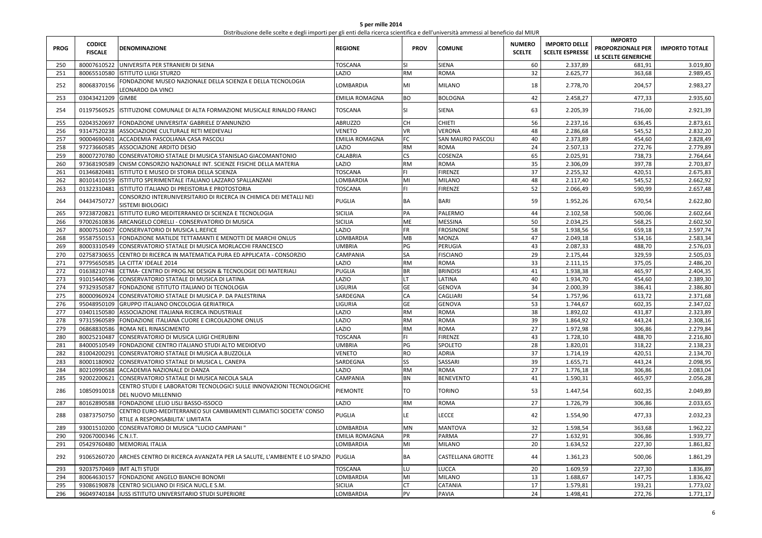**5 per mille 2014**

Distribuzione delle scelte e degli importi per gli enti della ricerca scientifica e dell'università ammessi al beneficio dal MIUR

| PROG | CODICE FISCALE | DENOMINAZIONE | REGIONE | PROV | COMUNE | NUMERO SCELTE | IMPORTO DELLE SCELTE ESPRESSE | IMPORTO PROPORZIONALE PER LE SCELTE GENERICHE | IMPORTO TOTALE |
|---|---|---|---|---|---|---|---|---|---|
| 250 | 80007610522 | UNIVERSITA PER STRANIERI DI SIENA | TOSCANA | SI | SIENA | 60 | 2.337,89 | 681,91 | 3.019,80 |
| 251 | 80065510580 | ISTITUTO LUIGI STURZO | LAZIO | RM | ROMA | 32 | 2.625,77 | 363,68 | 2.989,45 |
| 252 | 80068370156 | FONDAZIONE MUSEO NAZIONALE DELLA SCIENZA E DELLA TECNOLOGIA LEONARDO DA VINCI | LOMBARDIA | MI | MILANO | 18 | 2.778,70 | 204,57 | 2.983,27 |
| 253 | 03043421209 | GIMBE | EMILIA ROMAGNA | BO | BOLOGNA | 42 | 2.458,27 | 477,33 | 2.935,60 |
| 254 | 01197560525 | ISTITUZIONE COMUNALE DI ALTA FORMAZIONE MUSICALE RINALDO FRANCI | TOSCANA | SI | SIENA | 63 | 2.205,39 | 716,00 | 2.921,39 |
| 255 | 02043520697 | FONDAZIONE UNIVERSITA' GABRIELE D'ANNUNZIO | ABRUZZO | CH | CHIETI | 56 | 2.237,16 | 636,45 | 2.873,61 |
| 256 | 93147520238 | ASSOCIAZIONE CULTURALE RETI MEDIEVALI | VENETO | VR | VERONA | 48 | 2.286,68 | 545,52 | 2.832,20 |
| 257 | 90004690401 | ACCADEMIA PASCOLIANA CASA PASCOLI | EMILIA ROMAGNA | FC | SAN MAURO PASCOLI | 40 | 2.373,89 | 454,60 | 2.828,49 |
| 258 | 97273660585 | ASSOCIAZIONE ARDITO DESIO | LAZIO | RM | ROMA | 24 | 2.507,13 | 272,76 | 2.779,89 |
| 259 | 80007270780 | CONSERVATORIO STATALE DI MUSICA STANISLAO GIACOMANTONIO | CALABRIA | CS | COSENZA | 65 | 2.025,91 | 738,73 | 2.764,64 |
| 260 | 97368190589 | CNISM CONSORZIO NAZIONALE INT. SCIENZE FISICHE DELLA MATERIA | LAZIO | RM | ROMA | 35 | 2.306,09 | 397,78 | 2.703,87 |
| 261 | 01346820481 | ISTITUTO E MUSEO DI STORIA DELLA SCIENZA | TOSCANA | FI | FIRENZE | 37 | 2.255,32 | 420,51 | 2.675,83 |
| 262 | 80101410159 | ISTITUTO SPERIMENTALE ITALIANO LAZZARO SPALLANZANI | LOMBARDIA | MI | MILANO | 48 | 2.117,40 | 545,52 | 2.662,92 |
| 263 | 01322310481 | ISTITUTO ITALIANO DI PREISTORIA E PROTOSTORIA | TOSCANA | FI | FIRENZE | 52 | 2.066,49 | 590,99 | 2.657,48 |
| 264 | 04434750727 | CONSORZIO INTERUNIVERSITARIO DI RICERCA IN CHIMICA DEI METALLI NEI SISTEMI BIOLOGICI | PUGLIA | BA | BARI | 59 | 1.952,26 | 670,54 | 2.622,80 |
| 265 | 97238720821 | ISTITUTO EURO MEDITERRANEO DI SCIENZA E TECNOLOGIA | SICILIA | PA | PALERMO | 44 | 2.102,58 | 500,06 | 2.602,64 |
| 266 | 97002610836 | ARCANGELO CORELLI - CONSERVATORIO DI MUSICA | SICILIA | ME | MESSINA | 50 | 2.034,25 | 568,25 | 2.602,50 |
| 267 | 80007510607 | CONSERVATORIO DI MUSICA L.REFICE | LAZIO | FR | FROSINONE | 58 | 1.938,56 | 659,18 | 2.597,74 |
| 268 | 95587550153 | FONDAZIONE MATILDE TETTAMANTI E MENOTTI DE MARCHI ONLUS | LOMBARDIA | MB | MONZA | 47 | 2.049,18 | 534,16 | 2.583,34 |
| 269 | 80003310549 | CONSERVATORIO STATALE DI MUSICA MORLACCHI FRANCESCO | UMBRIA | PG | PERUGIA | 43 | 2.087,33 | 488,70 | 2.576,03 |
| 270 | 02758730655 | CENTRO DI RICERCA IN MATEMATICA PURA ED APPLICATA - CONSORZIO | CAMPANIA | SA | FISCIANO | 29 | 2.175,44 | 329,59 | 2.505,03 |
| 271 | 97795650585 | LA CITTA' IDEALE 2014 | LAZIO | RM | ROMA | 33 | 2.111,15 | 375,05 | 2.486,20 |
| 272 | 01638210748 | CETMA- CENTRO DI PROG.NE DESIGN & TECNOLOGIE DEI MATERIALI | PUGLIA | BR | BRINDISI | 41 | 1.938,38 | 465,97 | 2.404,35 |
| 273 | 91015440596 | CONSERVATORIO STATALE DI MUSICA DI LATINA | LAZIO | LT | LATINA | 40 | 1.934,70 | 454,60 | 2.389,30 |
| 274 | 97329350587 | FONDAZIONE ISTITUTO ITALIANO DI TECNOLOGIA | LIGURIA | GE | GENOVA | 34 | 2.000,39 | 386,41 | 2.386,80 |
| 275 | 80000960924 | CONSERVATORIO STATALE DI MUSICA P. DA PALESTRINA | SARDEGNA | CA | CAGLIARI | 54 | 1.757,96 | 613,72 | 2.371,68 |
| 276 | 95048950109 | GRUPPO ITALIANO ONCOLOGIA GERIATRICA | LIGURIA | GE | GENOVA | 53 | 1.744,67 | 602,35 | 2.347,02 |
| 277 | 03401150580 | ASSOCIAZIONE ITALIANA RICERCA INDUSTRIALE | LAZIO | RM | ROMA | 38 | 1.892,02 | 431,87 | 2.323,89 |
| 278 | 97315960589 | FONDAZIONE ITALIANA CUORE E CIRCOLAZIONE ONLUS | LAZIO | RM | ROMA | 39 | 1.864,92 | 443,24 | 2.308,16 |
| 279 | 06868830586 | ROMA NEL RINASCIMENTO | LAZIO | RM | ROMA | 27 | 1.972,98 | 306,86 | 2.279,84 |
| 280 | 80025210487 | CONSERVATORIO DI MUSICA LUIGI CHERUBINI | TOSCANA | FI | FIRENZE | 43 | 1.728,10 | 488,70 | 2.216,80 |
| 281 | 84000510549 | FONDAZIONE CENTRO ITALIANO STUDI ALTO MEDIOEVO | UMBRIA | PG | SPOLETO | 28 | 1.820,01 | 318,22 | 2.138,23 |
| 282 | 81004200291 | CONSERVATORIO STATALE DI MUSICA A.BUZZOLLA | VENETO | RO | ADRIA | 37 | 1.714,19 | 420,51 | 2.134,70 |
| 283 | 80001180902 | CONSERVATORIO STATALE DI MUSICA L. CANEPA | SARDEGNA | SS | SASSARI | 39 | 1.655,71 | 443,24 | 2.098,95 |
| 284 | 80210990588 | ACCADEMIA NAZIONALE DI DANZA | LAZIO | RM | ROMA | 27 | 1.776,18 | 306,86 | 2.083,04 |
| 285 | 92002200621 | CONSERVATORIO STATALE DI MUSICA NICOLA SALA | CAMPANIA | BN | BENEVENTO | 41 | 1.590,31 | 465,97 | 2.056,28 |
| 286 | 10850910018 | CENTRO STUDI E LABORATORI TECNOLOGICI SULLE INNOVAZIONI TECNOLOGICHE DEL NUOVO MILLENNIO | PIEMONTE | TO | TORINO | 53 | 1.447,54 | 602,35 | 2.049,89 |
| 287 | 80162890588 | FONDAZIONE LELIO LISLI BASSO-ISSOCO | LAZIO | RM | ROMA | 27 | 1.726,79 | 306,86 | 2.033,65 |
| 288 | 03873750750 | CENTRO EURO-MEDITERRANEO SUI CAMBIAMENTI CLIMATICI SOCIETA' CONSO RTILE A RESPONSABILITA' LIMITATA | PUGLIA | LE | LECCE | 42 | 1.554,90 | 477,33 | 2.032,23 |
| 289 | 93001510200 | CONSERVATORIO DI MUSICA "LUCIO CAMPIANI " | LOMBARDIA | MN | MANTOVA | 32 | 1.598,54 | 363,68 | 1.962,22 |
| 290 | 92067000346 | C.N.I.T. | EMILIA ROMAGNA | PR | PARMA | 27 | 1.632,91 | 306,86 | 1.939,77 |
| 291 | 05429760480 | MEMORIAL ITALIA | LOMBARDIA | MI | MILANO | 20 | 1.634,52 | 227,30 | 1.861,82 |
| 292 | 91065260720 | ARCHES CENTRO DI RICERCA AVANZATA PER LA SALUTE, L'AMBIENTE E LO SPAZIO | PUGLIA | BA | CASTELLANA GROTTE | 44 | 1.361,23 | 500,06 | 1.861,29 |
| 293 | 92037570469 | IMT ALTI STUDI | TOSCANA | LU | LUCCA | 20 | 1.609,59 | 227,30 | 1.836,89 |
| 294 | 80064630157 | FONDAZIONE ANGELO BIANCHI BONOMI | LOMBARDIA | MI | MILANO | 13 | 1.688,67 | 147,75 | 1.836,42 |
| 295 | 93086190878 | CENTRO SICILIANO DI FISICA NUCL.E S.M. | SICILIA | CT | CATANIA | 17 | 1.579,81 | 193,21 | 1.773,02 |
| 296 | 96049740184 | IUSS ISTITUTO UNIVERSITARIO STUDI SUPERIORE | LOMBARDIA | PV | PAVIA | 24 | 1.498,41 | 272,76 | 1.771,17 |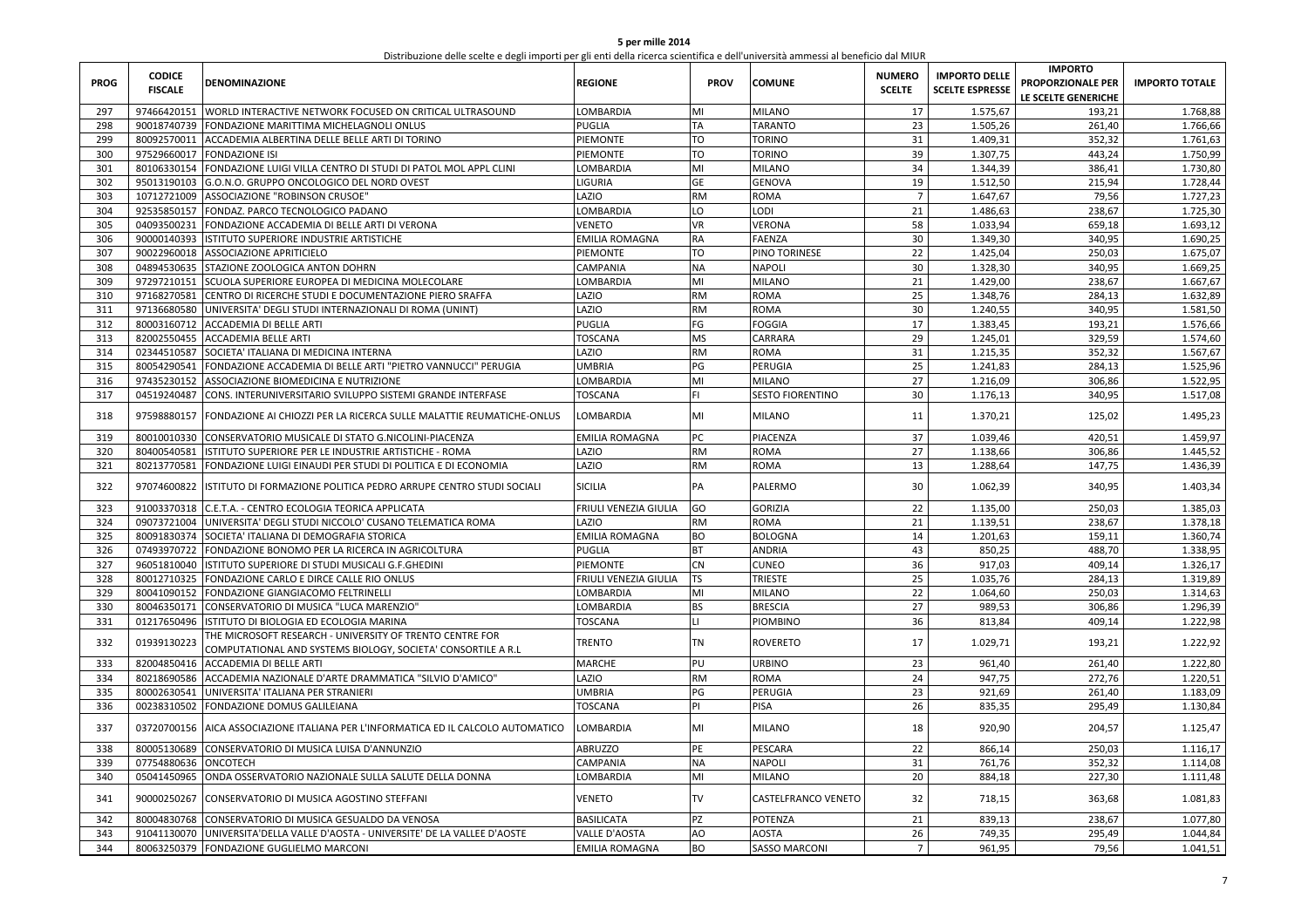# 5 per mille 2014

Distribuzione delle scelte e degli importi per gli enti della ricerca scientifica e dell'università ammessi al beneficio dal MIUR

| PROG | CODICE FISCALE | DENOMINAZIONE | REGIONE | PROV | COMUNE | NUMERO SCELTE | IMPORTO DELLE SCELTE ESPRESSE | IMPORTO PROPORZIONALE PER LE SCELTE GENERICHE | IMPORTO TOTALE |
|---|---|---|---|---|---|---|---|---|---|
| 297 | 97466420151 | WORLD INTERACTIVE NETWORK FOCUSED ON CRITICAL ULTRASOUND | LOMBARDIA | MI | MILANO | 17 | 1.575,67 | 193,21 | 1.768,88 |
| 298 | 90018740739 | FONDAZIONE MARITTIMA MICHELAGNOLI ONLUS | PUGLIA | TA | TARANTO | 23 | 1.505,26 | 261,40 | 1.766,66 |
| 299 | 80092570011 | ACCADEMIA ALBERTINA DELLE BELLE ARTI DI TORINO | PIEMONTE | TO | TORINO | 31 | 1.409,31 | 352,32 | 1.761,63 |
| 300 | 97529660017 | FONDAZIONE ISI | PIEMONTE | TO | TORINO | 39 | 1.307,75 | 443,24 | 1.750,99 |
| 301 | 80106330154 | FONDAZIONE LUIGI VILLA CENTRO DI STUDI DI PATOL MOL APPL CLINI | LOMBARDIA | MI | MILANO | 34 | 1.344,39 | 386,41 | 1.730,80 |
| 302 | 95013190103 | G.O.N.O. GRUPPO ONCOLOGICO DEL NORD OVEST | LIGURIA | GE | GENOVA | 19 | 1.512,50 | 215,94 | 1.728,44 |
| 303 | 10712721009 | ASSOCIAZIONE "ROBINSON CRUSOE" | LAZIO | RM | ROMA | 7 | 1.647,67 | 79,56 | 1.727,23 |
| 304 | 92535850157 | FONDAZ. PARCO TECNOLOGICO PADANO | LOMBARDIA | LO | LODI | 21 | 1.486,63 | 238,67 | 1.725,30 |
| 305 | 04093500231 | FONDAZIONE ACCADEMIA DI BELLE ARTI DI VERONA | VENETO | VR | VERONA | 58 | 1.033,94 | 659,18 | 1.693,12 |
| 306 | 90000140393 | ISTITUTO SUPERIORE INDUSTRIE ARTISTICHE | EMILIA ROMAGNA | RA | FAENZA | 30 | 1.349,30 | 340,95 | 1.690,25 |
| 307 | 90022960018 | ASSOCIAZIONE APRITICIELO | PIEMONTE | TO | PINO TORINESE | 22 | 1.425,04 | 250,03 | 1.675,07 |
| 308 | 04894530635 | STAZIONE ZOOLOGICA ANTON DOHRN | CAMPANIA | NA | NAPOLI | 30 | 1.328,30 | 340,95 | 1.669,25 |
| 309 | 97297210151 | SCUOLA SUPERIORE EUROPEA DI MEDICINA MOLECOLARE | LOMBARDIA | MI | MILANO | 21 | 1.429,00 | 238,67 | 1.667,67 |
| 310 | 97168270581 | CENTRO DI RICERCHE STUDI E DOCUMENTAZIONE PIERO SRAFFA | LAZIO | RM | ROMA | 25 | 1.348,76 | 284,13 | 1.632,89 |
| 311 | 97136680580 | UNIVERSITA' DEGLI STUDI INTERNAZIONALI DI ROMA (UNINT) | LAZIO | RM | ROMA | 30 | 1.240,55 | 340,95 | 1.581,50 |
| 312 | 80003160712 | ACCADEMIA DI BELLE ARTI | PUGLIA | FG | FOGGIA | 17 | 1.383,45 | 193,21 | 1.576,66 |
| 313 | 82002550455 | ACCADEMIA BELLE ARTI | TOSCANA | MS | CARRARA | 29 | 1.245,01 | 329,59 | 1.574,60 |
| 314 | 02344510587 | SOCIETA' ITALIANA DI MEDICINA INTERNA | LAZIO | RM | ROMA | 31 | 1.215,35 | 352,32 | 1.567,67 |
| 315 | 80054290541 | FONDAZIONE ACCADEMIA DI BELLE ARTI "PIETRO VANNUCCI" PERUGIA | UMBRIA | PG | PERUGIA | 25 | 1.241,83 | 284,13 | 1.525,96 |
| 316 | 97435230152 | ASSOCIAZIONE BIOMEDICINA E NUTRIZIONE | LOMBARDIA | MI | MILANO | 27 | 1.216,09 | 306,86 | 1.522,95 |
| 317 | 04519240487 | CONS. INTERUNIVERSITARIO SVILUPPO SISTEMI GRANDE INTERFASE | TOSCANA | FI | SESTO FIORENTINO | 30 | 1.176,13 | 340,95 | 1.517,08 |
| 318 | 97598880157 | FONDAZIONE AI CHIOZZI PER LA RICERCA SULLE MALATTIE REUMATICHE-ONLUS | LOMBARDIA | MI | MILANO | 11 | 1.370,21 | 125,02 | 1.495,23 |
| 319 | 80010010330 | CONSERVATORIO MUSICALE DI STATO G.NICOLINI-PIACENZA | EMILIA ROMAGNA | PC | PIACENZA | 37 | 1.039,46 | 420,51 | 1.459,97 |
| 320 | 80400540581 | ISTITUTO SUPERIORE PER LE INDUSTRIE ARTISTICHE - ROMA | LAZIO | RM | ROMA | 27 | 1.138,66 | 306,86 | 1.445,52 |
| 321 | 80213770581 | FONDAZIONE LUIGI EINAUDI PER STUDI DI POLITICA E DI ECONOMIA | LAZIO | RM | ROMA | 13 | 1.288,64 | 147,75 | 1.436,39 |
| 322 | 97074600822 | ISTITUTO DI FORMAZIONE POLITICA PEDRO ARRUPE CENTRO STUDI SOCIALI | SICILIA | PA | PALERMO | 30 | 1.062,39 | 340,95 | 1.403,34 |
| 323 | 91003370318 | C.E.T.A. - CENTRO ECOLOGIA TEORICA APPLICATA | FRIULI VENEZIA GIULIA | GO | GORIZIA | 22 | 1.135,00 | 250,03 | 1.385,03 |
| 324 | 09073721004 | UNIVERSITA' DEGLI STUDI NICCOLO' CUSANO TELEMATICA ROMA | LAZIO | RM | ROMA | 21 | 1.139,51 | 238,67 | 1.378,18 |
| 325 | 80091830374 | SOCIETA' ITALIANA DI DEMOGRAFIA STORICA | EMILIA ROMAGNA | BO | BOLOGNA | 14 | 1.201,63 | 159,11 | 1.360,74 |
| 326 | 07493970722 | FONDAZIONE BONOMO PER LA RICERCA IN AGRICOLTURA | PUGLIA | BT | ANDRIA | 43 | 850,25 | 488,70 | 1.338,95 |
| 327 | 96051810040 | ISTITUTO SUPERIORE DI STUDI MUSICALI G.F.GHEDINI | PIEMONTE | CN | CUNEO | 36 | 917,03 | 409,14 | 1.326,17 |
| 328 | 80012710325 | FONDAZIONE CARLO E DIRCE CALLE RIO ONLUS | FRIULI VENEZIA GIULIA | TS | TRIESTE | 25 | 1.035,76 | 284,13 | 1.319,89 |
| 329 | 80041090152 | FONDAZIONE GIANGIACOMO FELTRINELLI | LOMBARDIA | MI | MILANO | 22 | 1.064,60 | 250,03 | 1.314,63 |
| 330 | 80046350171 | CONSERVATORIO DI MUSICA "LUCA MARENZIO" | LOMBARDIA | BS | BRESCIA | 27 | 989,53 | 306,86 | 1.296,39 |
| 331 | 01217650496 | ISTITUTO DI BIOLOGIA ED ECOLOGIA MARINA | TOSCANA | LI | PIOMBINO | 36 | 813,84 | 409,14 | 1.222,98 |
| 332 | 01939130223 | THE MICROSOFT RESEARCH - UNIVERSITY OF TRENTO CENTRE FOR COMPUTATIONAL AND SYSTEMS BIOLOGY, SOCIETA' CONSORTILE A R.L | TRENTO | TN | ROVERETO | 17 | 1.029,71 | 193,21 | 1.222,92 |
| 333 | 82004850416 | ACCADEMIA DI BELLE ARTI | MARCHE | PU | URBINO | 23 | 961,40 | 261,40 | 1.222,80 |
| 334 | 80218690586 | ACCADEMIA NAZIONALE D'ARTE DRAMMATICA "SILVIO D'AMICO" | LAZIO | RM | ROMA | 24 | 947,75 | 272,76 | 1.220,51 |
| 335 | 80002630541 | UNIVERSITA' ITALIANA PER STRANIERI | UMBRIA | PG | PERUGIA | 23 | 921,69 | 261,40 | 1.183,09 |
| 336 | 00238310502 | FONDAZIONE DOMUS GALILEIANA | TOSCANA | PI | PISA | 26 | 835,35 | 295,49 | 1.130,84 |
| 337 | 03720700156 | AICA ASSOCIAZIONE ITALIANA PER L'INFORMATICA ED IL CALCOLO AUTOMATICO | LOMBARDIA | MI | MILANO | 18 | 920,90 | 204,57 | 1.125,47 |
| 338 | 80005130689 | CONSERVATORIO DI MUSICA LUISA D'ANNUNZIO | ABRUZZO | PE | PESCARA | 22 | 866,14 | 250,03 | 1.116,17 |
| 339 | 07754880636 | ONCOTECH | CAMPANIA | NA | NAPOLI | 31 | 761,76 | 352,32 | 1.114,08 |
| 340 | 05041450965 | ONDA OSSERVATORIO NAZIONALE SULLA SALUTE DELLA DONNA | LOMBARDIA | MI | MILANO | 20 | 884,18 | 227,30 | 1.111,48 |
| 341 | 90000250267 | CONSERVATORIO DI MUSICA AGOSTINO STEFFANI | VENETO | TV | CASTELFRANCO VENETO | 32 | 718,15 | 363,68 | 1.081,83 |
| 342 | 80004830768 | CONSERVATORIO DI MUSICA GESUALDO DA VENOSA | BASILICATA | PZ | POTENZA | 21 | 839,13 | 238,67 | 1.077,80 |
| 343 | 91041130070 | UNIVERSITA'DELLA VALLE D'AOSTA - UNIVERSITE' DE LA VALLEE D'AOSTE | VALLE D'AOSTA | AO | AOSTA | 26 | 749,35 | 295,49 | 1.044,84 |
| 344 | 80063250379 | FONDAZIONE GUGLIELMO MARCONI | EMILIA ROMAGNA | BO | SASSO MARCONI | 7 | 961,95 | 79,56 | 1.041,51 |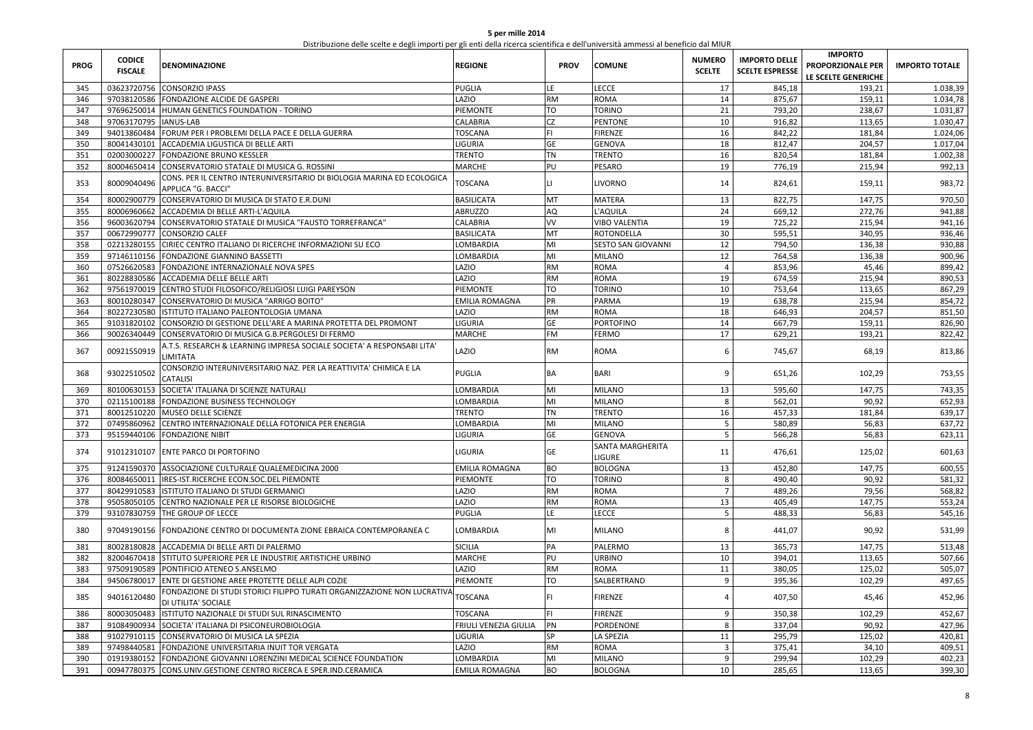**5 per mille 2014**

Distribuzione delle scelte e degli importi per gli enti della ricerca scientifica e dell'università ammessi al beneficio dal MIUR

| PROG | CODICE FISCALE | DENOMINAZIONE | REGIONE | PROV | COMUNE | NUMERO SCELTE | IMPORTO DELLE SCELTE ESPRESSE | IMPORTO PROPORZIONALE PER LE SCELTE GENERICHE | IMPORTO TOTALE |
|---|---|---|---|---|---|---|---|---|---|
| 345 | 03623720756 | CONSORZIO IPASS | PUGLIA | LE | LECCE | 17 | 845,18 | 193,21 | 1.038,39 |
| 346 | 97038120586 | FONDAZIONE ALCIDE DE GASPERI | LAZIO | RM | ROMA | 14 | 875,67 | 159,11 | 1.034,78 |
| 347 | 97696250014 | HUMAN GENETICS FOUNDATION - TORINO | PIEMONTE | TO | TORINO | 21 | 793,20 | 238,67 | 1.031,87 |
| 348 | 97063170795 | IANUS-LAB | CALABRIA | CZ | PENTONE | 10 | 916,82 | 113,65 | 1.030,47 |
| 349 | 94013860484 | FORUM PER I PROBLEMI DELLA PACE E DELLA GUERRA | TOSCANA | FI | FIRENZE | 16 | 842,22 | 181,84 | 1.024,06 |
| 350 | 80041430101 | ACCADEMIA LIGUSTICA DI BELLE ARTI | LIGURIA | GE | GENOVA | 18 | 812,47 | 204,57 | 1.017,04 |
| 351 | 02003000227 | FONDAZIONE BRUNO KESSLER | TRENTO | TN | TRENTO | 16 | 820,54 | 181,84 | 1.002,38 |
| 352 | 80004650414 | CONSERVATORIO STATALE DI MUSICA G. ROSSINI | MARCHE | PU | PESARO | 19 | 776,19 | 215,94 | 992,13 |
| 353 | 80009040496 | CONS. PER IL CENTRO INTERUNIVERSITARIO DI BIOLOGIA MARINA ED ECOLOGICA APPLICA "G. BACCI" | TOSCANA | LI | LIVORNO | 14 | 824,61 | 159,11 | 983,72 |
| 354 | 80002900779 | CONSERVATORIO DI MUSICA DI STATO E.R.DUNI | BASILICATA | MT | MATERA | 13 | 822,75 | 147,75 | 970,50 |
| 355 | 80006960662 | ACCADEMIA DI BELLE ARTI-L'AQUILA | ABRUZZO | AQ | L'AQUILA | 24 | 669,12 | 272,76 | 941,88 |
| 356 | 96003620794 | CONSERVATORIO STATALE DI MUSICA "FAUSTO TORREFRANCA" | CALABRIA | VV | VIBO VALENTIA | 19 | 725,22 | 215,94 | 941,16 |
| 357 | 00672990777 | CONSORZIO CALEF | BASILICATA | MT | ROTONDELLA | 30 | 595,51 | 340,95 | 936,46 |
| 358 | 02213280155 | CIRIEC CENTRO ITALIANO DI RICERCHE INFORMAZIONI SU ECO | LOMBARDIA | MI | SESTO SAN GIOVANNI | 12 | 794,50 | 136,38 | 930,88 |
| 359 | 97146110156 | FONDAZIONE GIANNINO BASSETTI | LOMBARDIA | MI | MILANO | 12 | 764,58 | 136,38 | 900,96 |
| 360 | 07526620583 | FONDAZIONE INTERNAZIONALE NOVA SPES | LAZIO | RM | ROMA | 4 | 853,96 | 45,46 | 899,42 |
| 361 | 80228830586 | ACCADEMIA DELLE BELLE ARTI | LAZIO | RM | ROMA | 19 | 674,59 | 215,94 | 890,53 |
| 362 | 97561970019 | CENTRO STUDI FILOSOFICO/RELIGIOSI LUIGI PAREYSON | PIEMONTE | TO | TORINO | 10 | 753,64 | 113,65 | 867,29 |
| 363 | 80010280347 | CONSERVATORIO DI MUSICA "ARRIGO BOITO" | EMILIA ROMAGNA | PR | PARMA | 19 | 638,78 | 215,94 | 854,72 |
| 364 | 80227230580 | ISTITUTO ITALIANO PALEONTOLOGIA UMANA | LAZIO | RM | ROMA | 18 | 646,93 | 204,57 | 851,50 |
| 365 | 91031820102 | CONSORZIO DI GESTIONE DELL'ARE A MARINA PROTETTA DEL PROMONT | LIGURIA | GE | PORTOFINO | 14 | 667,79 | 159,11 | 826,90 |
| 366 | 90026340449 | CONSERVATORIO DI MUSICA G.B.PERGOLESI DI FERMO | MARCHE | FM | FERMO | 17 | 629,21 | 193,21 | 822,42 |
| 367 | 00921550919 | A.T.S. RESEARCH & LEARNING IMPRESA SOCIALE SOCIETA' A RESPONSABI LITA' LIMITATA | LAZIO | RM | ROMA | 6 | 745,67 | 68,19 | 813,86 |
| 368 | 93022510502 | CONSORZIO INTERUNIVERSITARIO NAZ. PER LA REATTIVITA' CHIMICA E LA CATALISI | PUGLIA | BA | BARI | 9 | 651,26 | 102,29 | 753,55 |
| 369 | 80100630153 | SOCIETA' ITALIANA DI SCIENZE NATURALI | LOMBARDIA | MI | MILANO | 13 | 595,60 | 147,75 | 743,35 |
| 370 | 02115100188 | FONDAZIONE BUSINESS TECHNOLOGY | LOMBARDIA | MI | MILANO | 8 | 562,01 | 90,92 | 652,93 |
| 371 | 80012510220 | MUSEO DELLE SCIENZE | TRENTO | TN | TRENTO | 16 | 457,33 | 181,84 | 639,17 |
| 372 | 07495860962 | CENTRO INTERNAZIONALE DELLA FOTONICA PER ENERGIA | LOMBARDIA | MI | MILANO | 5 | 580,89 | 56,83 | 637,72 |
| 373 | 95159440106 | FONDAZIONE NIBIT | LIGURIA | GE | GENOVA | 5 | 566,28 | 56,83 | 623,11 |
| 374 | 91012310107 | ENTE PARCO DI PORTOFINO | LIGURIA | GE | SANTA MARGHERITA LIGURE | 11 | 476,61 | 125,02 | 601,63 |
| 375 | 91241590370 | ASSOCIAZIONE CULTURALE QUALEMEDICINA 2000 | EMILIA ROMAGNA | BO | BOLOGNA | 13 | 452,80 | 147,75 | 600,55 |
| 376 | 80084650011 | IRES-IST.RICERCHE ECON.SOC.DEL PIEMONTE | PIEMONTE | TO | TORINO | 8 | 490,40 | 90,92 | 581,32 |
| 377 | 80429910583 | ISTITUTO ITALIANO DI STUDI GERMANICI | LAZIO | RM | ROMA | 7 | 489,26 | 79,56 | 568,82 |
| 378 | 95058050105 | CENTRO NAZIONALE PER LE RISORSE BIOLOGICHE | LAZIO | RM | ROMA | 13 | 405,49 | 147,75 | 553,24 |
| 379 | 93107830759 | THE GROUP OF LECCE | PUGLIA | LE | LECCE | 5 | 488,33 | 56,83 | 545,16 |
| 380 | 97049190156 | FONDAZIONE CENTRO DI DOCUMENTA ZIONE EBRAICA CONTEMPORANEA C | LOMBARDIA | MI | MILANO | 8 | 441,07 | 90,92 | 531,99 |
| 381 | 80028180828 | ACCADEMIA DI BELLE ARTI DI PALERMO | SICILIA | PA | PALERMO | 13 | 365,73 | 147,75 | 513,48 |
| 382 | 82004670418 | STITUTO SUPERIORE PER LE INDUSTRIE ARTISTICHE URBINO | MARCHE | PU | URBINO | 10 | 394,01 | 113,65 | 507,66 |
| 383 | 97509190589 | PONTIFICIO ATENEO S.ANSELMO | LAZIO | RM | ROMA | 11 | 380,05 | 125,02 | 505,07 |
| 384 | 94506780017 | ENTE DI GESTIONE AREE PROTETTE DELLE ALPI COZIE | PIEMONTE | TO | SALBERTRAND | 9 | 395,36 | 102,29 | 497,65 |
| 385 | 94016120480 | FONDAZIONE DI STUDI STORICI FILIPPO TURATI ORGANIZZAZIONE NON LUCRATIVA DI UTILITA' SOCIALE | TOSCANA | FI | FIRENZE | 4 | 407,50 | 45,46 | 452,96 |
| 386 | 80003050483 | ISTITUTO NAZIONALE DI STUDI SUL RINASCIMENTO | TOSCANA | FI | FIRENZE | 9 | 350,38 | 102,29 | 452,67 |
| 387 | 91084900934 | SOCIETA' ITALIANA DI PSICONEUROBIOLOGIA | FRIULI VENEZIA GIULIA | PN | PORDENONE | 8 | 337,04 | 90,92 | 427,96 |
| 388 | 91027910115 | CONSERVATORIO DI MUSICA LA SPEZIA | LIGURIA | SP | LA SPEZIA | 11 | 295,79 | 125,02 | 420,81 |
| 389 | 97498440581 | FONDAZIONE UNIVERSITARIA INUIT TOR VERGATA | LAZIO | RM | ROMA | 3 | 375,41 | 34,10 | 409,51 |
| 390 | 01919380152 | FONDAZIONE GIOVANNI LORENZINI MEDICAL SCIENCE FOUNDATION | LOMBARDIA | MI | MILANO | 9 | 299,94 | 102,29 | 402,23 |
| 391 | 00947780375 | CONS.UNIV.GESTIONE CENTRO RICERCA E SPER.IND.CERAMICA | EMILIA ROMAGNA | BO | BOLOGNA | 10 | 285,65 | 113,65 | 399,30 |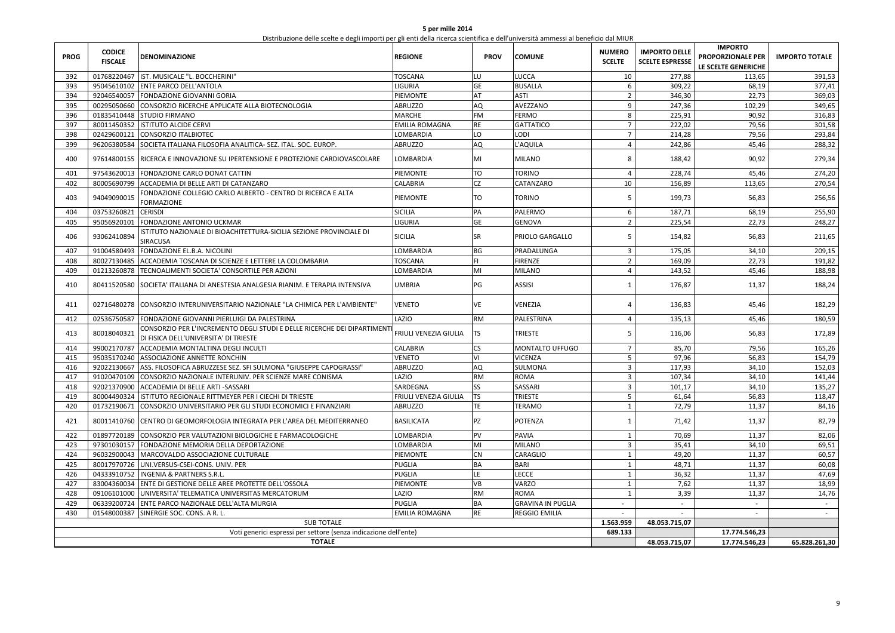**5 per mille 2014**

Distribuzione delle scelte e degli importi per gli enti della ricerca scientifica e dell'università ammessi al beneficio dal MIUR

| PROG | CODICE FISCALE | DENOMINAZIONE | REGIONE | PROV | COMUNE | NUMERO SCELTE | IMPORTO DELLE SCELTE ESPRESSE | IMPORTO PROPORZIONALE PER LE SCELTE GENERICHE | IMPORTO TOTALE |
|---|---|---|---|---|---|---|---|---|---|
| 392 | 01768220467 | IST. MUSICALE "L. BOCCHERINI" | TOSCANA | LU | LUCCA | 10 | 277,88 | 113,65 | 391,53 |
| 393 | 95045610102 | ENTE PARCO DELL'ANTOLA | LIGURIA | GE | BUSALLA | 6 | 309,22 | 68,19 | 377,41 |
| 394 | 92046540057 | FONDAZIONE GIOVANNI GORIA | PIEMONTE | AT | ASTI | 2 | 346,30 | 22,73 | 369,03 |
| 395 | 00295050660 | CONSORZIO RICERCHE APPLICATE ALLA BIOTECNOLOGIA | ABRUZZO | AQ | AVEZZANO | 9 | 247,36 | 102,29 | 349,65 |
| 396 | 01835410448 | STUDIO FIRMANO | MARCHE | FM | FERMO | 8 | 225,91 | 90,92 | 316,83 |
| 397 | 80011450352 | ISTITUTO ALCIDE CERVI | EMILIA ROMAGNA | RE | GATTATICO | 7 | 222,02 | 79,56 | 301,58 |
| 398 | 02429600121 | CONSORZIO ITALBIOTEC | LOMBARDIA | LO | LODI | 7 | 214,28 | 79,56 | 293,84 |
| 399 | 96206380584 | SOCIETA ITALIANA FILOSOFIA ANALITICA- SEZ. ITAL. SOC. EUROP. | ABRUZZO | AQ | L'AQUILA | 4 | 242,86 | 45,46 | 288,32 |
| 400 | 97614800155 | RICERCA E INNOVAZIONE SU IPERTENSIONE E PROTEZIONE CARDIOVASCOLARE | LOMBARDIA | MI | MILANO | 8 | 188,42 | 90,92 | 279,34 |
| 401 | 97543620013 | FONDAZIONE CARLO DONAT CATTIN | PIEMONTE | TO | TORINO | 4 | 228,74 | 45,46 | 274,20 |
| 402 | 80005690799 | ACCADEMIA DI BELLE ARTI DI CATANZARO | CALABRIA | CZ | CATANZARO | 10 | 156,89 | 113,65 | 270,54 |
| 403 | 94049090015 | FONDAZIONE COLLEGIO CARLO ALBERTO - CENTRO DI RICERCA E ALTA FORMAZIONE | PIEMONTE | TO | TORINO | 5 | 199,73 | 56,83 | 256,56 |
| 404 | 03753260821 | CERISDI | SICILIA | PA | PALERMO | 6 | 187,71 | 68,19 | 255,90 |
| 405 | 95056920101 | FONDAZIONE ANTONIO UCKMAR | LIGURIA | GE | GENOVA | 2 | 225,54 | 22,73 | 248,27 |
| 406 | 93062410894 | ISTITUTO NAZIONALE DI BIOACHITETTURA-SICILIA SEZIONE PROVINCIALE DI SIRACUSA | SICILIA | SR | PRIOLO GARGALLO | 5 | 154,82 | 56,83 | 211,65 |
| 407 | 91004580493 | FONDAZIONE EL.B.A. NICOLINI | LOMBARDIA | BG | PRADALUNGA | 3 | 175,05 | 34,10 | 209,15 |
| 408 | 80027130485 | ACCADEMIA TOSCANA DI SCIENZE E LETTERE LA COLOMBARIA | TOSCANA | FI | FIRENZE | 2 | 169,09 | 22,73 | 191,82 |
| 409 | 01213260878 | TECNOALIMENTI SOCIETA' CONSORTILE PER AZIONI | LOMBARDIA | MI | MILANO | 4 | 143,52 | 45,46 | 188,98 |
| 410 | 80411520580 | SOCIETA' ITALIANA DI ANESTESIA ANALGESIA RIANIM. E TERAPIA INTENSIVA | UMBRIA | PG | ASSISI | 1 | 176,87 | 11,37 | 188,24 |
| 411 | 02716480278 | CONSORZIO INTERUNIVERSITARIO NAZIONALE "LA CHIMICA PER L'AMBIENTE" | VENETO | VE | VENEZIA | 4 | 136,83 | 45,46 | 182,29 |
| 412 | 02536750587 | FONDAZIONE GIOVANNI PIERLUIGI DA PALESTRINA | LAZIO | RM | PALESTRINA | 4 | 135,13 | 45,46 | 180,59 |
| 413 | 80018040321 | CONSORZIO PER L'INCREMENTO DEGLI STUDI E DELLE RICERCHE DEI DIPARTIMENTI DI FISICA DELL'UNIVERSITA' DI TRIESTE | FRIULI VENEZIA GIULIA | TS | TRIESTE | 5 | 116,06 | 56,83 | 172,89 |
| 414 | 99002170787 | ACCADEMIA MONTALTINA DEGLI INCULTI | CALABRIA | CS | MONTALTO UFFUGO | 7 | 85,70 | 79,56 | 165,26 |
| 415 | 95035170240 | ASSOCIAZIONE ANNETTE RONCHIN | VENETO | VI | VICENZA | 5 | 97,96 | 56,83 | 154,79 |
| 416 | 92022130667 | ASS. FILOSOFICA ABRUZZESE SEZ. SFI SULMONA "GIUSEPPE CAPOGRASSI" | ABRUZZO | AQ | SULMONA | 3 | 117,93 | 34,10 | 152,03 |
| 417 | 91020470109 | CONSORZIO NAZIONALE INTERUNIV. PER SCIENZE MARE CONISMA | LAZIO | RM | ROMA | 3 | 107,34 | 34,10 | 141,44 |
| 418 | 92021370900 | ACCADEMIA DI BELLE ARTI -SASSARI | SARDEGNA | SS | SASSARI | 3 | 101,17 | 34,10 | 135,27 |
| 419 | 80004490324 | ISTITUTO REGIONALE RITTMEYER PER I CIECHI DI TRIESTE | FRIULI VENEZIA GIULIA | TS | TRIESTE | 5 | 61,64 | 56,83 | 118,47 |
| 420 | 01732190671 | CONSORZIO UNIVERSITARIO PER GLI STUDI ECONOMICI E FINANZIARI | ABRUZZO | TE | TERAMO | 1 | 72,79 | 11,37 | 84,16 |
| 421 | 80011410760 | CENTRO DI GEOMORFOLOGIA INTEGRATA PER L'AREA DEL MEDITERRANEO | BASILICATA | PZ | POTENZA | 1 | 71,42 | 11,37 | 82,79 |
| 422 | 01897720189 | CONSORZIO PER VALUTAZIONI BIOLOGICHE E FARMACOLOGICHE | LOMBARDIA | PV | PAVIA | 1 | 70,69 | 11,37 | 82,06 |
| 423 | 97301030157 | FONDAZIONE MEMORIA DELLA DEPORTAZIONE | LOMBARDIA | MI | MILANO | 3 | 35,41 | 34,10 | 69,51 |
| 424 | 96032900043 | MARCOVALDO ASSOCIAZIONE CULTURALE | PIEMONTE | CN | CARAGLIO | 1 | 49,20 | 11,37 | 60,57 |
| 425 | 80017970726 | UNI.VERSUS-CSEI-CONS. UNIV. PER | PUGLIA | BA | BARI | 1 | 48,71 | 11,37 | 60,08 |
| 426 | 04333910752 | INGENIA & PARTNERS S.R.L. | PUGLIA | LE | LECCE | 1 | 36,32 | 11,37 | 47,69 |
| 427 | 83004360034 | ENTE DI GESTIONE DELLE AREE PROTETTE DELL'OSSOLA | PIEMONTE | VB | VARZO | 1 | 7,62 | 11,37 | 18,99 |
| 428 | 09106101000 | UNIVERSITA' TELEMATICA UNIVERSITAS MERCATORUM | LAZIO | RM | ROMA | 1 | 3,39 | 11,37 | 14,76 |
| 429 | 06339200724 | ENTE PARCO NAZIONALE DELL'ALTA MURGIA | PUGLIA | BA | GRAVINA IN PUGLIA | - | - | - | - |
| 430 | 01548000387 | SINERGIE SOC. CONS. A R. L. | EMILIA ROMAGNA | RE | REGGIO EMILIA | - | - | - | - |
| SUB TOTALE | | | | | | 1.563.959 | 48.053.715,07 | | |
| Voti generici espressi per settore (senza indicazione dell'ente) | | | | | | 689.133 | | 17.774.546,23 | |
| TOTALE | | | | | | | 48.053.715,07 | 17.774.546,23 | 65.828.261,30 |